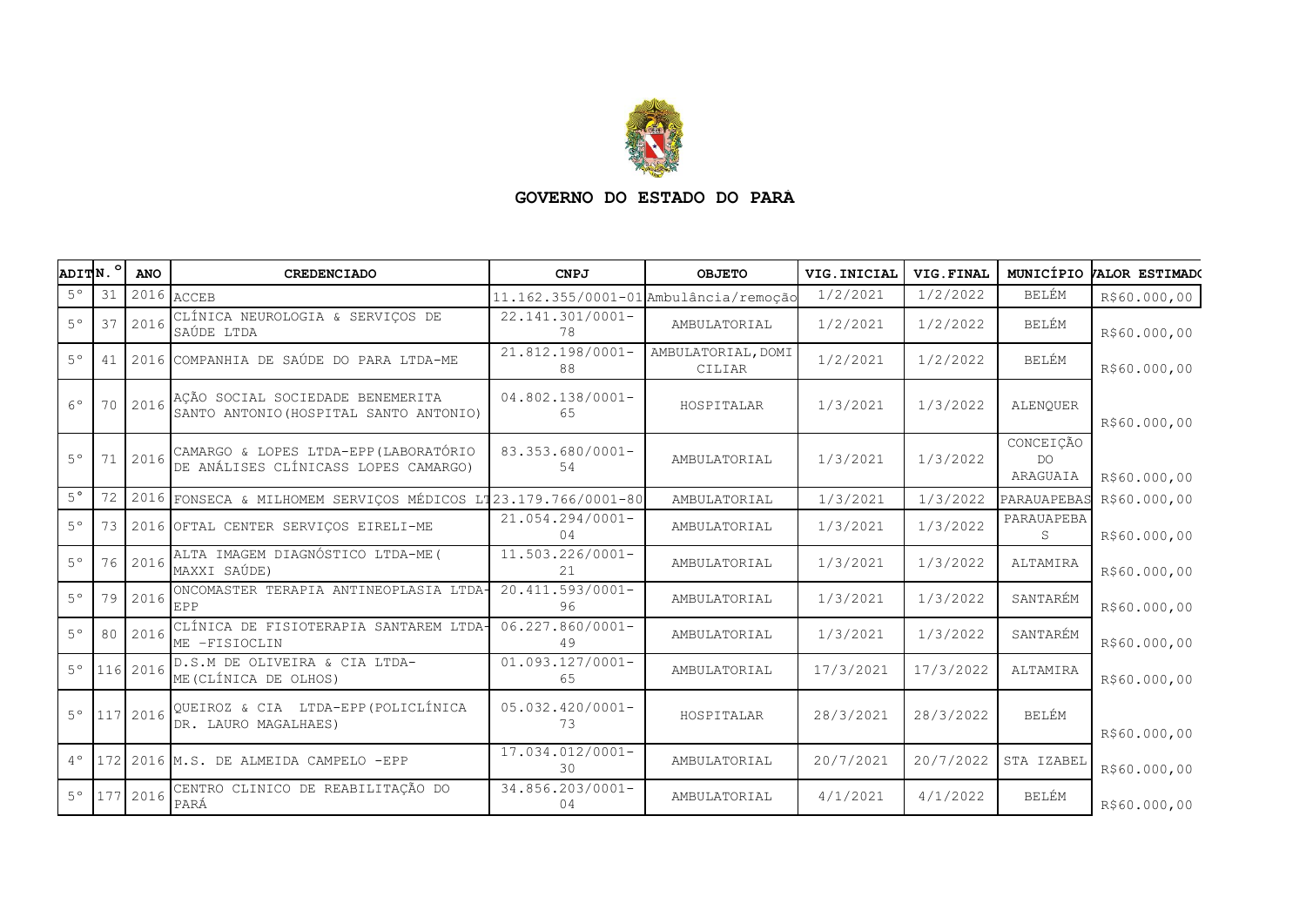**GOVERNO DO ESTADO DO PARÁ**

| ADIT | N.° | ANO | CREDENCIADO | CNPJ | OBJETO | VIG.INICIAL | VIG.FINAL | MUNICÍPIO | VALOR ESTIMADO |
|---|---|---|---|---|---|---|---|---|---|
| 5° | 31 | 2016 | ACCEB | 11.162.355/0001-01 | Ambulância/remoção | 1/2/2021 | 1/2/2022 | BELÉM | R$60.000,00 |
| 5° | 37 | 2016 | CLÍNICA NEUROLOGIA & SERVIÇOS DE SAÚDE LTDA | 22.141.301/0001-78 | AMBULATORIAL | 1/2/2021 | 1/2/2022 | BELÉM | R$60.000,00 |
| 5° | 41 | 2016 | COMPANHIA DE SAÚDE DO PARA LTDA-ME | 21.812.198/0001-88 | AMBULATORIAL, DOMICILIAR | 1/2/2021 | 1/2/2022 | BELÉM | R$60.000,00 |
| 6° | 70 | 2016 | AÇÃO SOCIAL SOCIEDADE BENEMERITA SANTO ANTONIO (HOSPITAL SANTO ANTONIO) | 04.802.138/0001-65 | HOSPITALAR | 1/3/2021 | 1/3/2022 | ALENQUER | R$60.000,00 |
| 5° | 71 | 2016 | CAMARGO & LOPES LTDA-EPP (LABORATÓRIO DE ANÁLISES CLÍNICASS LOPES CAMARGO) | 83.353.680/0001-54 | AMBULATORIAL | 1/3/2021 | 1/3/2022 | CONCEIÇÃO DO ARAGUAIA | R$60.000,00 |
| 5° | 72 | 2016 | FONSECA & MILHOMEM SERVIÇOS MÉDICOS LT | 23.179.766/0001-80 | AMBULATORIAL | 1/3/2021 | 1/3/2022 | PARAUAPEBAS | R$60.000,00 |
| 5° | 73 | 2016 | OFTAL CENTER SERVIÇOS EIRELI-ME | 21.054.294/0001-04 | AMBULATORIAL | 1/3/2021 | 1/3/2022 | PARAUAPEBAS | R$60.000,00 |
| 5° | 76 | 2016 | ALTA IMAGEM DIAGNÓSTICO LTDA-ME ( MAXXI SAÚDE) | 11.503.226/0001-21 | AMBULATORIAL | 1/3/2021 | 1/3/2022 | ALTAMIRA | R$60.000,00 |
| 5° | 79 | 2016 | ONCOMASTER TERAPIA ANTINEOPLASIA LTDA-EPP | 20.411.593/0001-96 | AMBULATORIAL | 1/3/2021 | 1/3/2022 | SANTARÉM | R$60.000,00 |
| 5° | 80 | 2016 | CLÍNICA DE FISIOTERAPIA SANTAREM LTDA-ME -FISIOCLIN | 06.227.860/0001-49 | AMBULATORIAL | 1/3/2021 | 1/3/2022 | SANTARÉM | R$60.000,00 |
| 5° | 116 | 2016 | D.S.M DE OLIVEIRA & CIA LTDA-ME (CLÍNICA DE OLHOS) | 01.093.127/0001-65 | AMBULATORIAL | 17/3/2021 | 17/3/2022 | ALTAMIRA | R$60.000,00 |
| 5° | 117 | 2016 | QUEIROZ & CIA LTDA-EPP (POLICLÍNICA DR. LAURO MAGALHAES) | 05.032.420/0001-73 | HOSPITALAR | 28/3/2021 | 28/3/2022 | BELÉM | R$60.000,00 |
| 4° | 172 | 2016 | M.S. DE ALMEIDA CAMPELO -EPP | 17.034.012/0001-30 | AMBULATORIAL | 20/7/2021 | 20/7/2022 | STA IZABEL | R$60.000,00 |
| 5° | 177 | 2016 | CENTRO CLINICO DE REABILITAÇÃO DO PARÁ | 34.856.203/0001-04 | AMBULATORIAL | 4/1/2021 | 4/1/2022 | BELÉM | R$60.000,00 |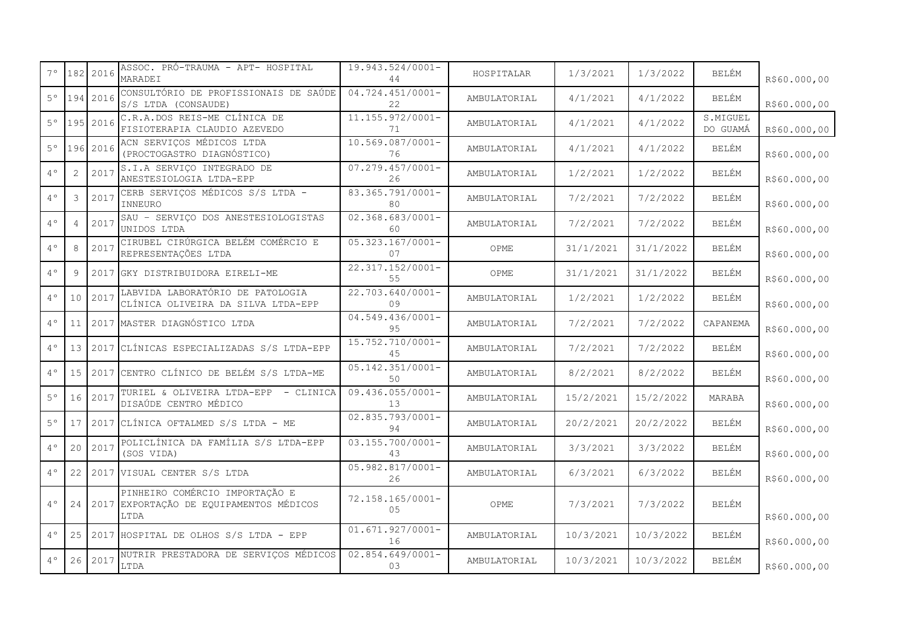| | | | | | | | | | |
|---|---|---|---|---|---|---|---|---|---|
| 7° | 182 | 2016 | ASSOC. PRÓ-TRAUMA - APT- HOSPITAL MARADEI | 19.943.524/0001-44 | HOSPITALAR | 1/3/2021 | 1/3/2022 | BELÉM | R$60.000,00 |
| 5° | 194 | 2016 | CONSULTÓRIO DE PROFISSIONAIS DE SAÚDE S/S LTDA (CONSAUDE) | 04.724.451/0001-22 | AMBULATORIAL | 4/1/2021 | 4/1/2022 | BELÉM | R$60.000,00 |
| 5° | 195 | 2016 | C.R.A.DOS REIS-ME CLÍNICA DE FISIOTERAPIA CLAUDIO AZEVEDO | 11.155.972/0001-71 | AMBULATORIAL | 4/1/2021 | 4/1/2022 | S.MIGUEL DO GUAMÁ | R$60.000,00 |
| 5° | 196 | 2016 | ACN SERVIÇOS MÉDICOS LTDA (PROCTOGASTRO DIAGNÓSTICO) | 10.569.087/0001-76 | AMBULATORIAL | 4/1/2021 | 4/1/2022 | BELÉM | R$60.000,00 |
| 4° | 2 | 2017 | S.I.A SERVIÇO INTEGRADO DE ANESTESIOLOGIA LTDA-EPP | 07.279.457/0001-26 | AMBULATORIAL | 1/2/2021 | 1/2/2022 | BELÉM | R$60.000,00 |
| 4° | 3 | 2017 | CERB SERVIÇOS MÉDICOS S/S LTDA - INNEURO | 83.365.791/0001-80 | AMBULATORIAL | 7/2/2021 | 7/2/2022 | BELÉM | R$60.000,00 |
| 4° | 4 | 2017 | SAU - SERVIÇO DOS ANESTESIOLOGISTAS UNIDOS LTDA | 02.368.683/0001-60 | AMBULATORIAL | 7/2/2021 | 7/2/2022 | BELÉM | R$60.000,00 |
| 4° | 8 | 2017 | CIRUBEL CIRÚRGICA BELÉM COMÉRCIO E REPRESENTAÇÕES LTDA | 05.323.167/0001-07 | OPME | 31/1/2021 | 31/1/2022 | BELÉM | R$60.000,00 |
| 4° | 9 | 2017 | GKY DISTRIBUIDORA EIRELI-ME | 22.317.152/0001-55 | OPME | 31/1/2021 | 31/1/2022 | BELÉM | R$60.000,00 |
| 4° | 10 | 2017 | LABVIDA LABORATÓRIO DE PATOLOGIA CLÍNICA OLIVEIRA DA SILVA LTDA-EPP | 22.703.640/0001-09 | AMBULATORIAL | 1/2/2021 | 1/2/2022 | BELÉM | R$60.000,00 |
| 4° | 11 | 2017 | MASTER DIAGNÓSTICO LTDA | 04.549.436/0001-95 | AMBULATORIAL | 7/2/2021 | 7/2/2022 | CAPANEMA | R$60.000,00 |
| 4° | 13 | 2017 | CLÍNICAS ESPECIALIZADAS S/S LTDA-EPP | 15.752.710/0001-45 | AMBULATORIAL | 7/2/2021 | 7/2/2022 | BELÉM | R$60.000,00 |
| 4° | 15 | 2017 | CENTRO CLÍNICO DE BELÉM S/S LTDA-ME | 05.142.351/0001-50 | AMBULATORIAL | 8/2/2021 | 8/2/2022 | BELÉM | R$60.000,00 |
| 5° | 16 | 2017 | TURIEL & OLIVEIRA LTDA-EPP - CLINICA DISAÚDE CENTRO MÉDICO | 09.436.055/0001-13 | AMBULATORIAL | 15/2/2021 | 15/2/2022 | MARABA | R$60.000,00 |
| 5° | 17 | 2017 | CLÍNICA OFTALMED S/S LTDA - ME | 02.835.793/0001-94 | AMBULATORIAL | 20/2/2021 | 20/2/2022 | BELÉM | R$60.000,00 |
| 4° | 20 | 2017 | POLICLÍNICA DA FAMÍLIA S/S LTDA-EPP (SOS VIDA) | 03.155.700/0001-43 | AMBULATORIAL | 3/3/2021 | 3/3/2022 | BELÉM | R$60.000,00 |
| 4° | 22 | 2017 | VISUAL CENTER S/S LTDA | 05.982.817/0001-26 | AMBULATORIAL | 6/3/2021 | 6/3/2022 | BELÉM | R$60.000,00 |
| 4° | 24 | 2017 | PINHEIRO COMÉRCIO IMPORTAÇÃO E EXPORTAÇÃO DE EQUIPAMENTOS MÉDICOS LTDA | 72.158.165/0001-05 | OPME | 7/3/2021 | 7/3/2022 | BELÉM | R$60.000,00 |
| 4° | 25 | 2017 | HOSPITAL DE OLHOS S/S LTDA - EPP | 01.671.927/0001-16 | AMBULATORIAL | 10/3/2021 | 10/3/2022 | BELÉM | R$60.000,00 |
| 4° | 26 | 2017 | NUTRIR PRESTADORA DE SERVIÇOS MÉDICOS LTDA | 02.854.649/0001-03 | AMBULATORIAL | 10/3/2021 | 10/3/2022 | BELÉM | R$60.000,00 |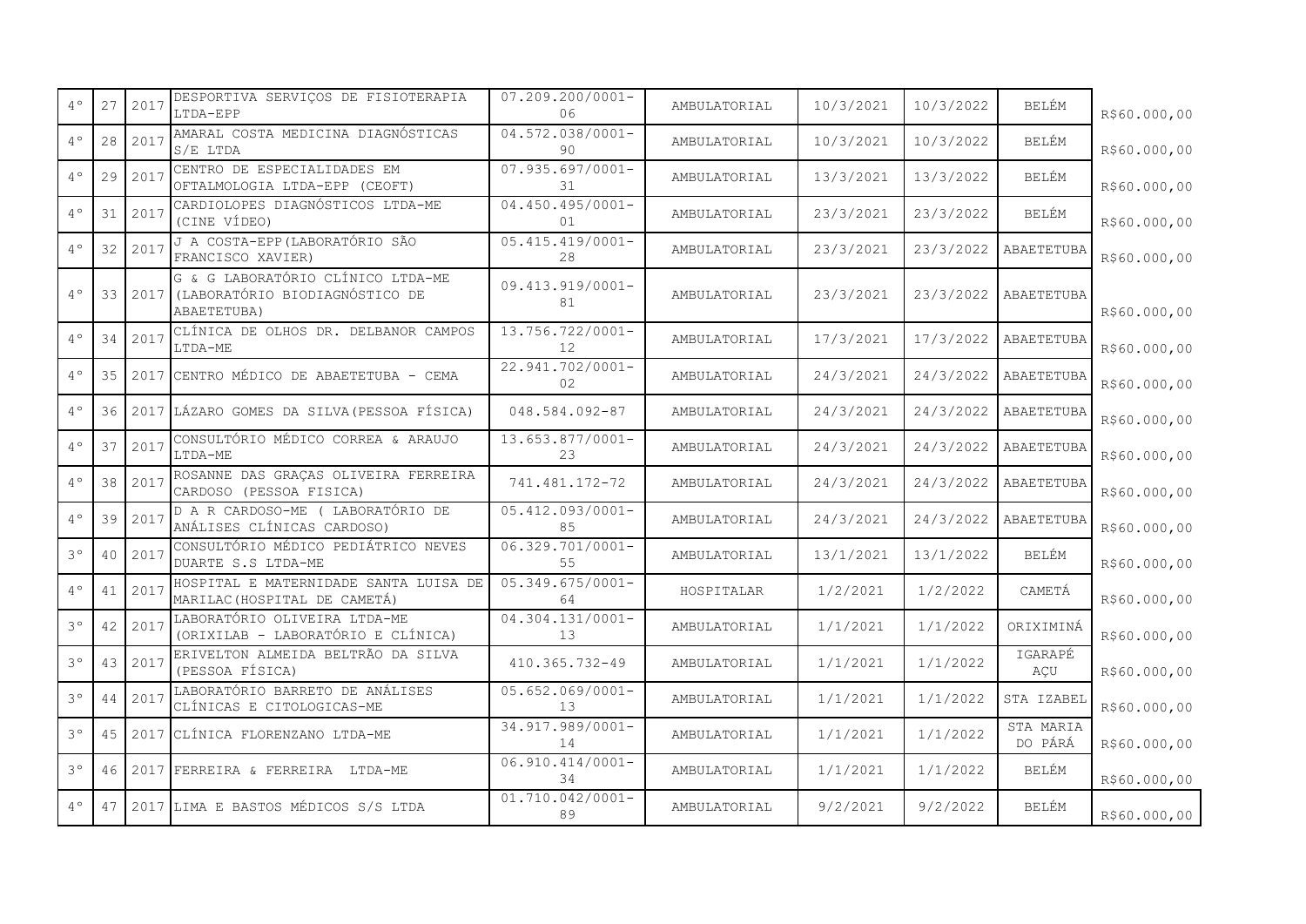| 4° | 27 | 2017 | DESPORTIVA SERVIÇOS DE FISIOTERAPIA LTDA-EPP | 07.209.200/0001-06 | AMBULATORIAL | 10/3/2021 | 10/3/2022 | BELÉM | R$60.000,00 |
|---|---|---|---|---|---|---|---|---|---|
| 4° | 28 | 2017 | AMARAL COSTA MEDICINA DIAGNÓSTICAS S/E LTDA | 04.572.038/0001-90 | AMBULATORIAL | 10/3/2021 | 10/3/2022 | BELÉM | R$60.000,00 |
| 4° | 29 | 2017 | CENTRO DE ESPECIALIDADES EM OFTALMOLOGIA LTDA-EPP (CEOFT) | 07.935.697/0001-31 | AMBULATORIAL | 13/3/2021 | 13/3/2022 | BELÉM | R$60.000,00 |
| 4° | 31 | 2017 | CARDIOLOPES DIAGNÓSTICOS LTDA-ME (CINE VÍDEO) | 04.450.495/0001-01 | AMBULATORIAL | 23/3/2021 | 23/3/2022 | BELÉM | R$60.000,00 |
| 4° | 32 | 2017 | J A COSTA-EPP(LABORATÓRIO SÃO FRANCISCO XAVIER) | 05.415.419/0001-28 | AMBULATORIAL | 23/3/2021 | 23/3/2022 | ABAETETUBA | R$60.000,00 |
| 4° | 33 | 2017 | G & G LABORATÓRIO CLÍNICO LTDA-ME (LABORATÓRIO BIODIAGNÓSTICO DE ABAETETUBA) | 09.413.919/0001-81 | AMBULATORIAL | 23/3/2021 | 23/3/2022 | ABAETETUBA | R$60.000,00 |
| 4° | 34 | 2017 | CLÍNICA DE OLHOS DR. DELBANOR CAMPOS LTDA-ME | 13.756.722/0001-12 | AMBULATORIAL | 17/3/2021 | 17/3/2022 | ABAETETUBA | R$60.000,00 |
| 4° | 35 | 2017 | CENTRO MÉDICO DE ABAETETUBA - CEMA | 22.941.702/0001-02 | AMBULATORIAL | 24/3/2021 | 24/3/2022 | ABAETETUBA | R$60.000,00 |
| 4° | 36 | 2017 | LÁZARO GOMES DA SILVA(PESSOA FÍSICA) | 048.584.092-87 | AMBULATORIAL | 24/3/2021 | 24/3/2022 | ABAETETUBA | R$60.000,00 |
| 4° | 37 | 2017 | CONSULTÓRIO MÉDICO CORREA & ARAUJO LTDA-ME | 13.653.877/0001-23 | AMBULATORIAL | 24/3/2021 | 24/3/2022 | ABAETETUBA | R$60.000,00 |
| 4° | 38 | 2017 | ROSANNE DAS GRAÇAS OLIVEIRA FERREIRA CARDOSO (PESSOA FISICA) | 741.481.172-72 | AMBULATORIAL | 24/3/2021 | 24/3/2022 | ABAETETUBA | R$60.000,00 |
| 4° | 39 | 2017 | D A R CARDOSO-ME ( LABORATÓRIO DE ANÁLISES CLÍNICAS CARDOSO) | 05.412.093/0001-85 | AMBULATORIAL | 24/3/2021 | 24/3/2022 | ABAETETUBA | R$60.000,00 |
| 3° | 40 | 2017 | CONSULTÓRIO MÉDICO PEDIÁTRICO NEVES DUARTE S.S LTDA-ME | 06.329.701/0001-55 | AMBULATORIAL | 13/1/2021 | 13/1/2022 | BELÉM | R$60.000,00 |
| 4° | 41 | 2017 | HOSPITAL E MATERNIDADE SANTA LUISA DE MARILAC(HOSPITAL DE CAMETÁ) | 05.349.675/0001-64 | HOSPITALAR | 1/2/2021 | 1/2/2022 | CAMETÁ | R$60.000,00 |
| 3° | 42 | 2017 | LABORATÓRIO OLIVEIRA LTDA-ME (ORIXILAB - LABORATÓRIO E CLÍNICA) | 04.304.131/0001-13 | AMBULATORIAL | 1/1/2021 | 1/1/2022 | ORIXIMINÁ | R$60.000,00 |
| 3° | 43 | 2017 | ERIVELTON ALMEIDA BELTRÃO DA SILVA (PESSOA FÍSICA) | 410.365.732-49 | AMBULATORIAL | 1/1/2021 | 1/1/2022 | IGARAPÉ AÇU | R$60.000,00 |
| 3° | 44 | 2017 | LABORATÓRIO BARRETO DE ANÁLISES CLÍNICAS E CITOLOGICAS-ME | 05.652.069/0001-13 | AMBULATORIAL | 1/1/2021 | 1/1/2022 | STA IZABEL | R$60.000,00 |
| 3° | 45 | 2017 | CLÍNICA FLORENZANO LTDA-ME | 34.917.989/0001-14 | AMBULATORIAL | 1/1/2021 | 1/1/2022 | STA MARIA DO PÁRÁ | R$60.000,00 |
| 3° | 46 | 2017 | FERREIRA & FERREIRA LTDA-ME | 06.910.414/0001-34 | AMBULATORIAL | 1/1/2021 | 1/1/2022 | BELÉM | R$60.000,00 |
| 4° | 47 | 2017 | LIMA E BASTOS MÉDICOS S/S LTDA | 01.710.042/0001-89 | AMBULATORIAL | 9/2/2021 | 9/2/2022 | BELÉM | R$60.000,00 |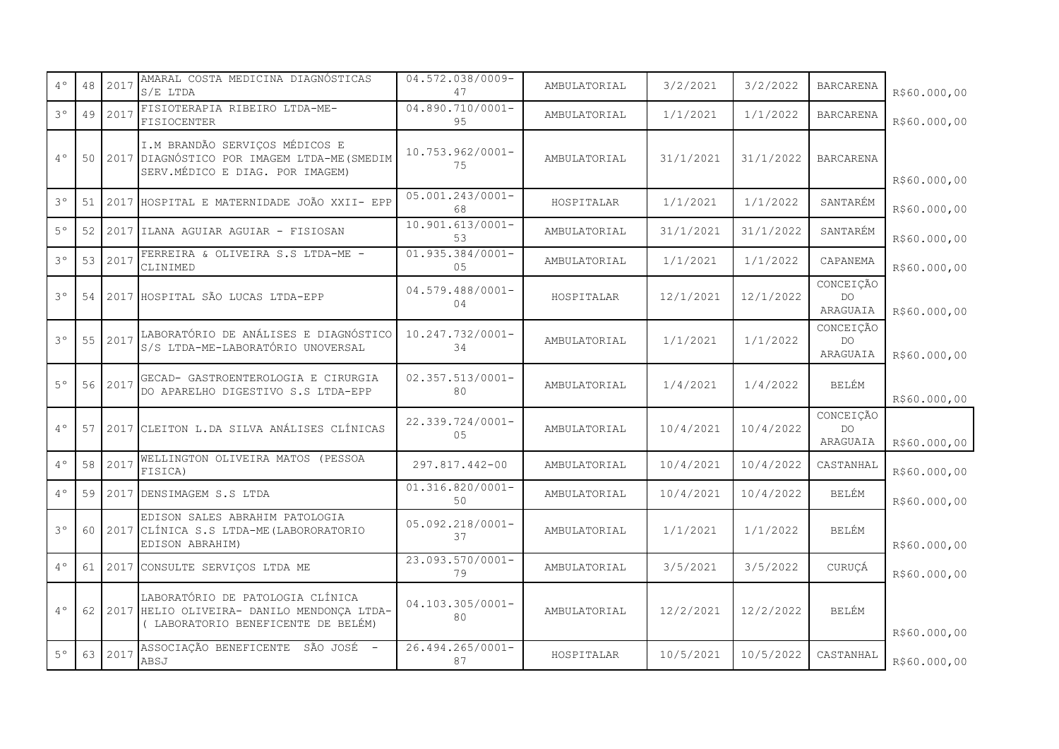| 4° | 48 | 2017 | AMARAL COSTA MEDICINA DIAGNÓSTICAS S/E LTDA | 04.572.038/0009-47 | AMBULATORIAL | 3/2/2021 | 3/2/2022 | BARCARENA | R$60.000,00 |
|---|---|---|---|---|---|---|---|---|---|
| 3° | 49 | 2017 | FISIOTERAPIA RIBEIRO LTDA-ME-FISIOCENTER | 04.890.710/0001-95 | AMBULATORIAL | 1/1/2021 | 1/1/2022 | BARCARENA | R$60.000,00 |
| 4° | 50 | 2017 | I.M BRANDÃO SERVIÇOS MÉDICOS E DIAGNÓSTICO POR IMAGEM LTDA-ME(SMEDIM SERV.MÉDICO E DIAG. POR IMAGEM) | 10.753.962/0001-75 | AMBULATORIAL | 31/1/2021 | 31/1/2022 | BARCARENA | R$60.000,00 |
| 3° | 51 | 2017 | HOSPITAL E MATERNIDADE JOÃO XXII- EPP | 05.001.243/0001-68 | HOSPITALAR | 1/1/2021 | 1/1/2022 | SANTARÉM | R$60.000,00 |
| 5° | 52 | 2017 | ILANA AGUIAR AGUIAR - FISIOSAN | 10.901.613/0001-53 | AMBULATORIAL | 31/1/2021 | 31/1/2022 | SANTARÉM | R$60.000,00 |
| 3° | 53 | 2017 | FERREIRA & OLIVEIRA S.S LTDA-ME - CLINIMED | 01.935.384/0001-05 | AMBULATORIAL | 1/1/2021 | 1/1/2022 | CAPANEMA | R$60.000,00 |
| 3° | 54 | 2017 | HOSPITAL SÃO LUCAS LTDA-EPP | 04.579.488/0001-04 | HOSPITALAR | 12/1/2021 | 12/1/2022 | CONCEIÇÃO DO ARAGUAIA | R$60.000,00 |
| 3° | 55 | 2017 | LABORATÓRIO DE ANÁLISES E DIAGNÓSTICO S/S LTDA-ME-LABORATÓRIO UNOVERSAL | 10.247.732/0001-34 | AMBULATORIAL | 1/1/2021 | 1/1/2022 | CONCEIÇÃO DO ARAGUAIA | R$60.000,00 |
| 5° | 56 | 2017 | GECAD- GASTROENTEROLOGIA E CIRURGIA DO APARELHO DIGESTIVO S.S LTDA-EPP | 02.357.513/0001-80 | AMBULATORIAL | 1/4/2021 | 1/4/2022 | BELÉM | R$60.000,00 |
| 4° | 57 | 2017 | CLEITON L.DA SILVA ANÁLISES CLÍNICAS | 22.339.724/0001-05 | AMBULATORIAL | 10/4/2021 | 10/4/2022 | CONCEIÇÃO DO ARAGUAIA | R$60.000,00 |
| 4° | 58 | 2017 | WELLINGTON OLIVEIRA MATOS (PESSOA FISICA) | 297.817.442-00 | AMBULATORIAL | 10/4/2021 | 10/4/2022 | CASTANHAL | R$60.000,00 |
| 4° | 59 | 2017 | DENSIMAGEM S.S LTDA | 01.316.820/0001-50 | AMBULATORIAL | 10/4/2021 | 10/4/2022 | BELÉM | R$60.000,00 |
| 3° | 60 | 2017 | EDISON SALES ABRAHIM PATOLOGIA CLÍNICA S.S LTDA-ME(LABORORATORIO EDISON ABRAHIM) | 05.092.218/0001-37 | AMBULATORIAL | 1/1/2021 | 1/1/2022 | BELÉM | R$60.000,00 |
| 4° | 61 | 2017 | CONSULTE SERVIÇOS LTDA ME | 23.093.570/0001-79 | AMBULATORIAL | 3/5/2021 | 3/5/2022 | CURUÇÁ | R$60.000,00 |
| 4° | 62 | 2017 | LABORATÓRIO DE PATOLOGIA CLÍNICA HELIO OLIVEIRA- DANILO MENDONÇA LTDA- ( LABORATORIO BENEFICENTE DE BELÉM) | 04.103.305/0001-80 | AMBULATORIAL | 12/2/2021 | 12/2/2022 | BELÉM | R$60.000,00 |
| 5° | 63 | 2017 | ASSOCIAÇÃO BENEFICENTE SÃO JOSÉ - ABSJ | 26.494.265/0001-87 | HOSPITALAR | 10/5/2021 | 10/5/2022 | CASTANHAL | R$60.000,00 |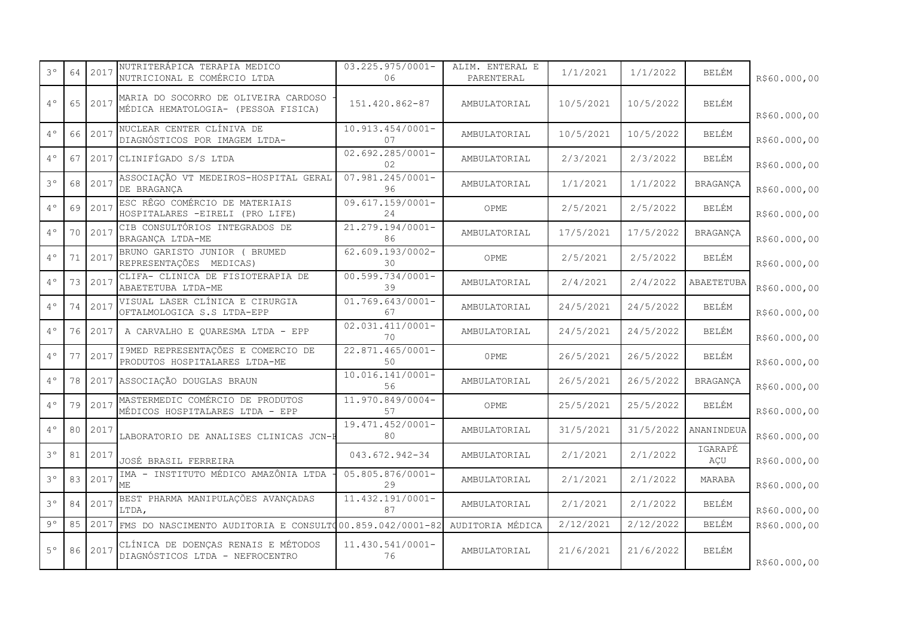| 3° | 64 | 2017 | NUTRITERÁPICA TERAPIA MEDICO NUTRICIONAL E COMÉRCIO LTDA | 03.225.975/0001-06 | ALIM. ENTERAL E PARENTERAL | 1/1/2021 | 1/1/2022 | BELÉM | R$60.000,00 |
|---|---|---|---|---|---|---|---|---|---|
| 4° | 65 | 2017 | MARIA DO SOCORRO DE OLIVEIRA CARDOSO - MÉDICA HEMATOLOGIA- (PESSOA FISICA) | 151.420.862-87 | AMBULATORIAL | 10/5/2021 | 10/5/2022 | BELÉM | R$60.000,00 |
| 4° | 66 | 2017 | NUCLEAR CENTER CLÍNIVA DE DIAGNÓSTICOS POR IMAGEM LTDA- | 10.913.454/0001-07 | AMBULATORIAL | 10/5/2021 | 10/5/2022 | BELÉM | R$60.000,00 |
| 4° | 67 | 2017 | CLINIFÍGADO S/S LTDA | 02.692.285/0001-02 | AMBULATORIAL | 2/3/2021 | 2/3/2022 | BELÉM | R$60.000,00 |
| 3° | 68 | 2017 | ASSOCIAÇÃO VT MEDEIROS-HOSPITAL GERAL DE BRAGANÇA | 07.981.245/0001-96 | AMBULATORIAL | 1/1/2021 | 1/1/2022 | BRAGANÇA | R$60.000,00 |
| 4° | 69 | 2017 | ESC RÊGO COMÉRCIO DE MATERIAIS HOSPITALARES -EIRELI (PRO LIFE) | 09.617.159/0001-24 | OPME | 2/5/2021 | 2/5/2022 | BELÉM | R$60.000,00 |
| 4° | 70 | 2017 | CIB CONSULTÓRIOS INTEGRADOS DE BRAGANÇA LTDA-ME | 21.279.194/0001-86 | AMBULATORIAL | 17/5/2021 | 17/5/2022 | BRAGANÇA | R$60.000,00 |
| 4° | 71 | 2017 | BRUNO GARISTO JUNIOR ( BRUMED REPRESENTAÇÕES MEDICAS) | 62.609.193/0002-30 | OPME | 2/5/2021 | 2/5/2022 | BELÉM | R$60.000,00 |
| 4° | 73 | 2017 | CLIFA- CLINICA DE FISIOTERAPIA DE ABAETETUBA LTDA-ME | 00.599.734/0001-39 | AMBULATORIAL | 2/4/2021 | 2/4/2022 | ABAETETUBA | R$60.000,00 |
| 4° | 74 | 2017 | VISUAL LASER CLÍNICA E CIRURGIA OFTALMOLOGICA S.S LTDA-EPP | 01.769.643/0001-67 | AMBULATORIAL | 24/5/2021 | 24/5/2022 | BELÉM | R$60.000,00 |
| 4° | 76 | 2017 | A CARVALHO E QUARESMA LTDA - EPP | 02.031.411/0001-70 | AMBULATORIAL | 24/5/2021 | 24/5/2022 | BELÉM | R$60.000,00 |
| 4° | 77 | 2017 | I9MED REPRESENTAÇÕES E COMERCIO DE PRODUTOS HOSPITALARES LTDA-ME | 22.871.465/0001-50 | 0PME | 26/5/2021 | 26/5/2022 | BELÉM | R$60.000,00 |
| 4° | 78 | 2017 | ASSOCIAÇÃO DOUGLAS BRAUN | 10.016.141/0001-56 | AMBULATORIAL | 26/5/2021 | 26/5/2022 | BRAGANÇA | R$60.000,00 |
| 4° | 79 | 2017 | MASTERMEDIC COMÉRCIO DE PRODUTOS MÉDICOS HOSPITALARES LTDA - EPP | 11.970.849/0004-57 | OPME | 25/5/2021 | 25/5/2022 | BELÉM | R$60.000,00 |
| 4° | 80 | 2017 | LABORATORIO DE ANALISES CLINICAS JCN-E | 19.471.452/0001-80 | AMBULATORIAL | 31/5/2021 | 31/5/2022 | ANANINDEUA | R$60.000,00 |
| 3° | 81 | 2017 | JOSÉ BRASIL FERREIRA | 043.672.942-34 | AMBULATORIAL | 2/1/2021 | 2/1/2022 | IGARAPÉ AÇU | R$60.000,00 |
| 3° | 83 | 2017 | IMA - INSTITUTO MÉDICO AMAZÔNIA LTDA - ME | 05.805.876/0001-29 | AMBULATORIAL | 2/1/2021 | 2/1/2022 | MARABA | R$60.000,00 |
| 3° | 84 | 2017 | BEST PHARMA MANIPULAÇÕES AVANÇADAS LTDA, | 11.432.191/0001-87 | AMBULATORIAL | 2/1/2021 | 2/1/2022 | BELÉM | R$60.000,00 |
| 9° | 85 | 2017 | FMS DO NASCIMENTO AUDITORIA E CONSULTO | 00.859.042/0001-82 | AUDITORIA MÉDICA | 2/12/2021 | 2/12/2022 | BELÉM | R$60.000,00 |
| 5° | 86 | 2017 | CLÍNICA DE DOENÇAS RENAIS E MÉTODOS DIAGNÓSTICOS LTDA - NEFROCENTRO | 11.430.541/0001-76 | AMBULATORIAL | 21/6/2021 | 21/6/2022 | BELÉM | R$60.000,00 |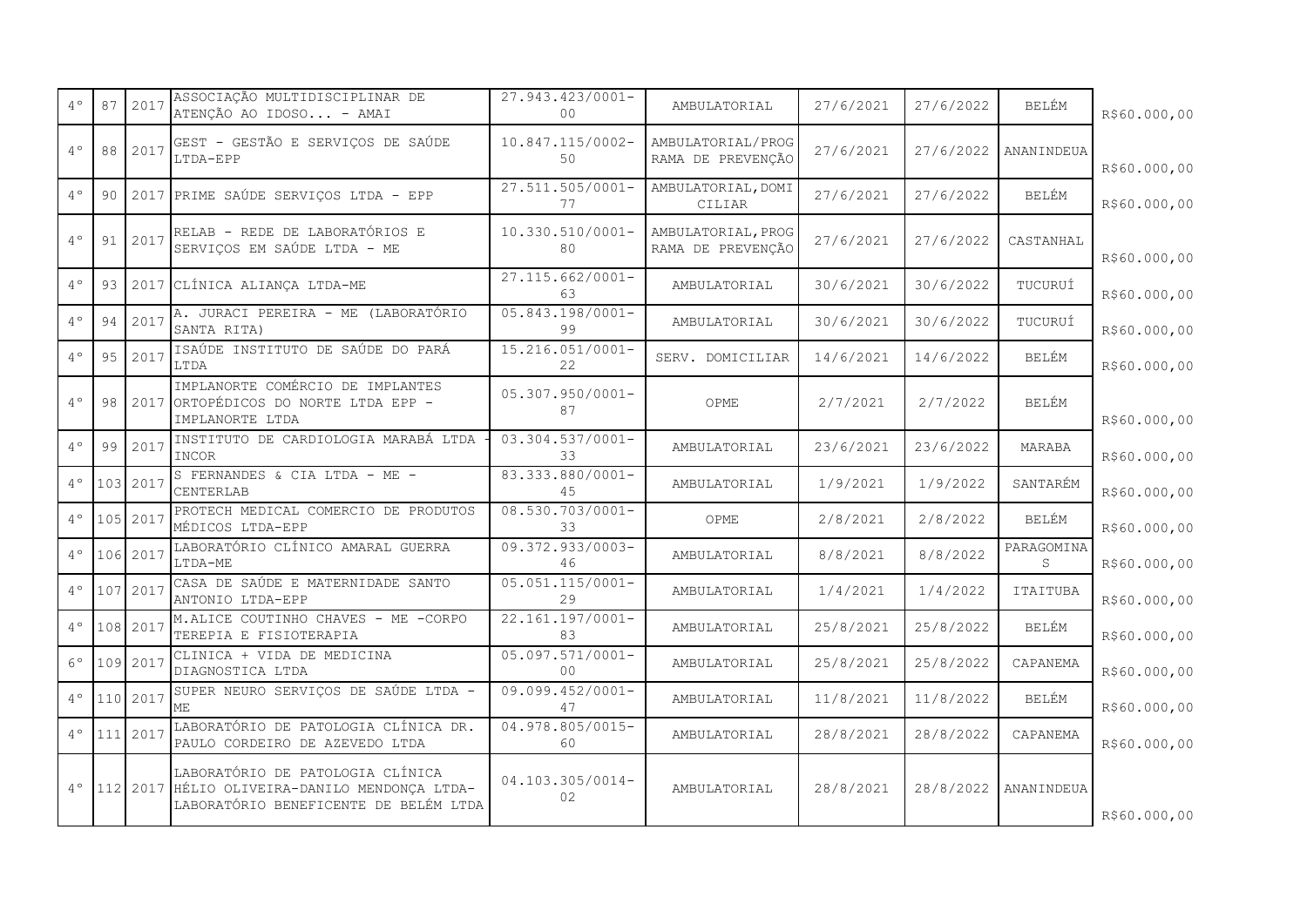| | | | | | | | | | |
|---|---|---|---|---|---|---|---|---|---|
| 4° | 87 | 2017 | ASSOCIAÇÃO MULTIDISCIPLINAR DE ATENÇÃO AO IDOSO... - AMAI | 27.943.423/0001-00 | AMBULATORIAL | 27/6/2021 | 27/6/2022 | BELÉM | R$60.000,00 |
| 4° | 88 | 2017 | GEST - GESTÃO E SERVIÇOS DE SAÚDE LTDA-EPP | 10.847.115/0002-50 | AMBULATORIAL/PROGRAMA DE PREVENÇÃO | 27/6/2021 | 27/6/2022 | ANANINDEUA | R$60.000,00 |
| 4° | 90 | 2017 | PRIME SAÚDE SERVIÇOS LTDA - EPP | 27.511.505/0001-77 | AMBULATORIAL,DOMICILIAR | 27/6/2021 | 27/6/2022 | BELÉM | R$60.000,00 |
| 4° | 91 | 2017 | RELAB - REDE DE LABORATÓRIOS E SERVIÇOS EM SAÚDE LTDA - ME | 10.330.510/0001-80 | AMBULATORIAL,PROGRAMA DE PREVENÇÃO | 27/6/2021 | 27/6/2022 | CASTANHAL | R$60.000,00 |
| 4° | 93 | 2017 | CLÍNICA ALIANÇA LTDA-ME | 27.115.662/0001-63 | AMBULATORIAL | 30/6/2021 | 30/6/2022 | TUCURUÍ | R$60.000,00 |
| 4° | 94 | 2017 | A. JURACI PEREIRA - ME (LABORATÓRIO SANTA RITA) | 05.843.198/0001-99 | AMBULATORIAL | 30/6/2021 | 30/6/2022 | TUCURUÍ | R$60.000,00 |
| 4° | 95 | 2017 | ISAÚDE INSTITUTO DE SAÚDE DO PARÁ LTDA | 15.216.051/0001-22 | SERV. DOMICILIAR | 14/6/2021 | 14/6/2022 | BELÉM | R$60.000,00 |
| 4° | 98 | 2017 | IMPLANORTE COMÉRCIO DE IMPLANTES ORTOPÉDICOS DO NORTE LTDA EPP - IMPLANORTE LTDA | 05.307.950/0001-87 | OPME | 2/7/2021 | 2/7/2022 | BELÉM | R$60.000,00 |
| 4° | 99 | 2017 | INSTITUTO DE CARDIOLOGIA MARABÁ LTDA - INCOR | 03.304.537/0001-33 | AMBULATORIAL | 23/6/2021 | 23/6/2022 | MARABA | R$60.000,00 |
| 4° | 103 | 2017 | S FERNANDES & CIA LTDA - ME - CENTERLAB | 83.333.880/0001-45 | AMBULATORIAL | 1/9/2021 | 1/9/2022 | SANTARÉM | R$60.000,00 |
| 4° | 105 | 2017 | PROTECH MEDICAL COMERCIO DE PRODUTOS MÉDICOS LTDA-EPP | 08.530.703/0001-33 | OPME | 2/8/2021 | 2/8/2022 | BELÉM | R$60.000,00 |
| 4° | 106 | 2017 | LABORATÓRIO CLÍNICO AMARAL GUERRA LTDA-ME | 09.372.933/0003-46 | AMBULATORIAL | 8/8/2021 | 8/8/2022 | PARAGOMINAS | R$60.000,00 |
| 4° | 107 | 2017 | CASA DE SAÚDE E MATERNIDADE SANTO ANTONIO LTDA-EPP | 05.051.115/0001-29 | AMBULATORIAL | 1/4/2021 | 1/4/2022 | ITAITUBA | R$60.000,00 |
| 4° | 108 | 2017 | M.ALICE COUTINHO CHAVES - ME -CORPO TEREPIA E FISIOTERAPIA | 22.161.197/0001-83 | AMBULATORIAL | 25/8/2021 | 25/8/2022 | BELÉM | R$60.000,00 |
| 6° | 109 | 2017 | CLINICA + VIDA DE MEDICINA DIAGNOSTICA LTDA | 05.097.571/0001-00 | AMBULATORIAL | 25/8/2021 | 25/8/2022 | CAPANEMA | R$60.000,00 |
| 4° | 110 | 2017 | SUPER NEURO SERVIÇOS DE SAÚDE LTDA - ME | 09.099.452/0001-47 | AMBULATORIAL | 11/8/2021 | 11/8/2022 | BELÉM | R$60.000,00 |
| 4° | 111 | 2017 | LABORATÓRIO DE PATOLOGIA CLÍNICA DR. PAULO CORDEIRO DE AZEVEDO LTDA | 04.978.805/0015-60 | AMBULATORIAL | 28/8/2021 | 28/8/2022 | CAPANEMA | R$60.000,00 |
| 4° | 112 | 2017 | LABORATÓRIO DE PATOLOGIA CLÍNICA HÉLIO OLIVEIRA-DANILO MENDONÇA LTDA-LABORATÓRIO BENEFICENTE DE BELÉM LTDA | 04.103.305/0014-02 | AMBULATORIAL | 28/8/2021 | 28/8/2022 | ANANINDEUA | R$60.000,00 |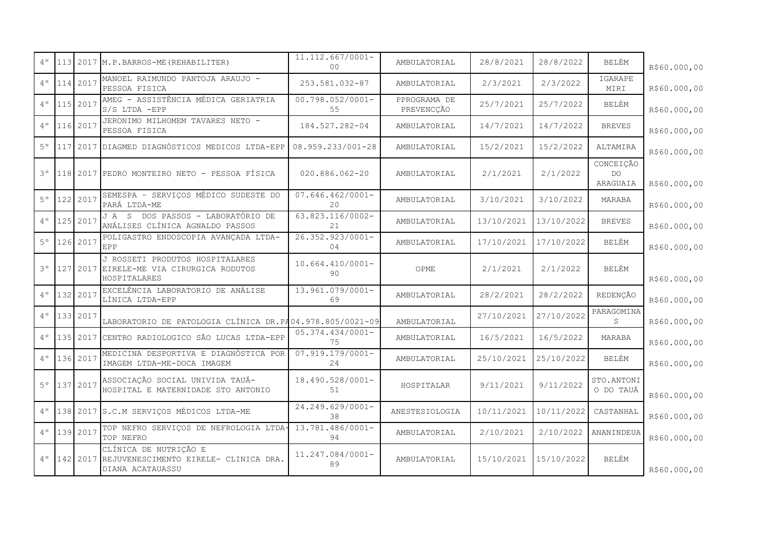| | | | | | | | | | |
|---|---|---|---|---|---|---|---|---|---|
| 4° | 113 | 2017 | M.P.BARROS-ME(REHABILITER) | 11.112.667/0001-00 | AMBULATORIAL | 28/8/2021 | 28/8/2022 | BELÉM | R$60.000,00 |
| 4° | 114 | 2017 | MANOEL RAIMUNDO PANTOJA ARAUJO - PESSOA FISICA | 253.581.032-87 | AMBULATORIAL | 2/3/2021 | 2/3/2022 | IGARAPE MIRI | R$60.000,00 |
| 4° | 115 | 2017 | AMEG - ASSISTÊNCIA MÉDICA GERIATRIA S/S LTDA -EPP | 00.798.052/0001-55 | PPROGRAMA DE PREVENCÇÃO | 25/7/2021 | 25/7/2022 | BELÉM | R$60.000,00 |
| 4° | 116 | 2017 | JERONIMO MILHOMEM TAVARES NETO - PESSOA FISICA | 184.527.282-04 | AMBULATORIAL | 14/7/2021 | 14/7/2022 | BREVES | R$60.000,00 |
| 5° | 117 | 2017 | DIAGMED DIAGNÓSTICOS MEDICOS LTDA-EPP | 08.959.233/001-28 | AMBULATORIAL | 15/2/2021 | 15/2/2022 | ALTAMIRA | R$60.000,00 |
| 3° | 118 | 2017 | PEDRO MONTEIRO NETO - PESSOA FÍSICA | 020.886.062-20 | AMBULATORIAL | 2/1/2021 | 2/1/2022 | CONCEIÇÃO DO ARAGUAIA | R$60.000,00 |
| 5° | 122 | 2017 | SEMESPA - SERVIÇOS MÉDICO SUDESTE DO PARÁ LTDA-ME | 07.646.462/0001-20 | AMBULATORIAL | 3/10/2021 | 3/10/2022 | MARABA | R$60.000,00 |
| 4° | 125 | 2017 | J A S DOS PASSOS - LABORATÓRIO DE ANÁLISES CLÍNICA AGNALDO PASSOS | 63.823.116/0002-21 | AMBULATORIAL | 13/10/2021 | 13/10/2022 | BREVES | R$60.000,00 |
| 5° | 126 | 2017 | POLIGASTRO ENDOSCOPIA AVANÇADA LTDA-EPP | 26.352.923/0001-04 | AMBULATORIAL | 17/10/2021 | 17/10/2022 | BELÉM | R$60.000,00 |
| 3° | 127 | 2017 | J ROSSETI PRODUTOS HOSPITALARES EIRELE-ME VIA CIRURGICA RODUTOS HOSPITALARES | 10.664.410/0001-90 | OPME | 2/1/2021 | 2/1/2022 | BELÉM | R$60.000,00 |
| 4° | 132 | 2017 | EXCELÊNCIA LABORATORIO DE ANÁLISE LÍNICA LTDA-EPP | 13.961.079/0001-69 | AMBULATORIAL | 28/2/2021 | 28/2/2022 | REDENÇÃO | R$60.000,00 |
| 4° | 133 | 2017 | LABORATORIO DE PATOLOGIA CLÍNICA DR.PA | 04.978.805/0021-09 | AMBULATORIAL | 27/10/2021 | 27/10/2022 | PARAGOMINAS | R$60.000,00 |
| 4° | 135 | 2017 | CENTRO RADIOLOGICO SÃO LUCAS LTDA-EPP | 05.374.434/0001-75 | AMBULATORIAL | 16/5/2021 | 16/5/2022 | MARABA | R$60.000,00 |
| 4° | 136 | 2017 | MEDICINA DESPORTIVA E DIAGNÓSTICA POR IMAGEM LTDA-ME-DOCA IMAGEM | 07.919.179/0001-24 | AMBULATORIAL | 25/10/2021 | 25/10/2022 | BELÉM | R$60.000,00 |
| 5° | 137 | 2017 | ASSOCIAÇÃO SOCIAL UNIVIDA TAUÁ-HOSPITAL E MATERNIDADE STO ANTONIO | 18.490.528/0001-51 | HOSPITALAR | 9/11/2021 | 9/11/2022 | STO.ANTONIO DO TAUÁ | R$60.000,00 |
| 4° | 138 | 2017 | S.C.M SERVIÇOS MÉDICOS LTDA-ME | 24.249.629/0001-38 | ANESTESIOLOGIA | 10/11/2021 | 10/11/2022 | CASTANHAL | R$60.000,00 |
| 4° | 139 | 2017 | TOP NEFRO SERVIÇOS DE NEFROLOGIA LTDA-TOP NEFRO | 13.781.486/0001-94 | AMBULATORIAL | 2/10/2021 | 2/10/2022 | ANANINDEUA | R$60.000,00 |
| 4° | 142 | 2017 | CLÍNICA DE NUTRIÇÃO E REJUVENESCIMENTO EIRELE- CLINICA DRA. DIANA ACATAUASSU | 11.247.084/0001-89 | AMBULATORIAL | 15/10/2021 | 15/10/2022 | BELÉM | R$60.000,00 |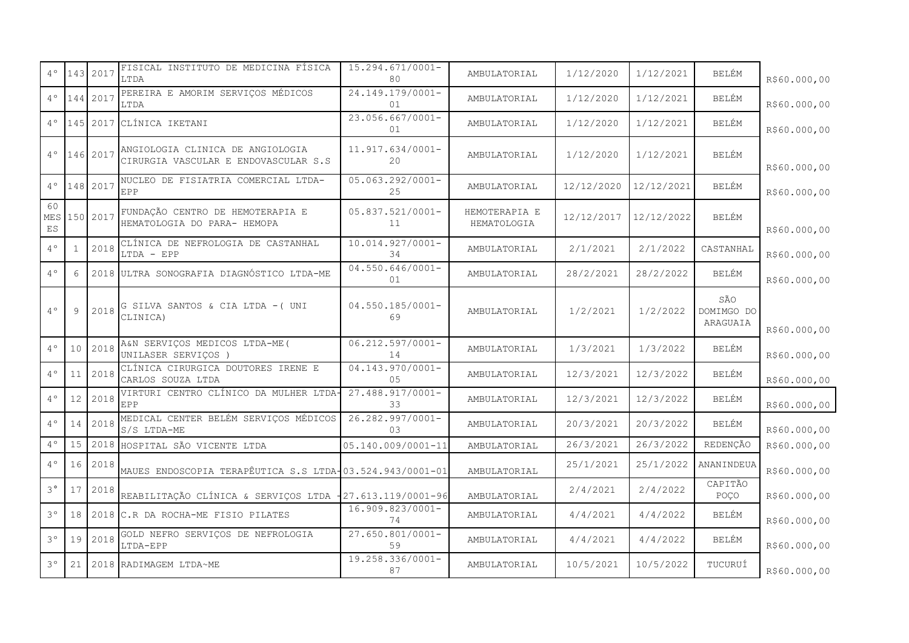| | | | | | | | | | |
|---|---|---|---|---|---|---|---|---|---|
| 4° | 143 | 2017 | FISICAL INSTITUTO DE MEDICINA FÍSICA LTDA | 15.294.671/0001-80 | AMBULATORIAL | 1/12/2020 | 1/12/2021 | BELÉM | R$60.000,00 |
| 4° | 144 | 2017 | PEREIRA E AMORIM SERVIÇOS MÉDICOS LTDA | 24.149.179/0001-01 | AMBULATORIAL | 1/12/2020 | 1/12/2021 | BELÉM | R$60.000,00 |
| 4° | 145 | 2017 | CLÍNICA IKETANI | 23.056.667/0001-01 | AMBULATORIAL | 1/12/2020 | 1/12/2021 | BELÉM | R$60.000,00 |
| 4° | 146 | 2017 | ANGIOLOGIA CLINICA DE ANGIOLOGIA CIRURGIA VASCULAR E ENDOVASCULAR S.S | 11.917.634/0001-20 | AMBULATORIAL | 1/12/2020 | 1/12/2021 | BELÉM | R$60.000,00 |
| 4° | 148 | 2017 | NUCLEO DE FISIATRIA COMERCIAL LTDA-EPP | 05.063.292/0001-25 | AMBULATORIAL | 12/12/2020 | 12/12/2021 | BELÉM | R$60.000,00 |
| 60 MESES | 150 | 2017 | FUNDAÇÃO CENTRO DE HEMOTERAPIA E HEMATOLOGIA DO PARA- HEMOPA | 05.837.521/0001-11 | HEMOTERAPIA E HEMATOLOGIA | 12/12/2017 | 12/12/2022 | BELÉM | R$60.000,00 |
| 4° | 1 | 2018 | CLÍNICA DE NEFROLOGIA DE CASTANHAL LTDA - EPP | 10.014.927/0001-34 | AMBULATORIAL | 2/1/2021 | 2/1/2022 | CASTANHAL | R$60.000,00 |
| 4° | 6 | 2018 | ULTRA SONOGRAFIA DIAGNÓSTICO LTDA-ME | 04.550.646/0001-01 | AMBULATORIAL | 28/2/2021 | 28/2/2022 | BELÉM | R$60.000,00 |
| 4° | 9 | 2018 | G SILVA SANTOS & CIA LTDA -( UNI CLINICA) | 04.550.185/0001-69 | AMBULATORIAL | 1/2/2021 | 1/2/2022 | SÃO DOMIMGO DO ARAGUAIA | R$60.000,00 |
| 4° | 10 | 2018 | A&N SERVIÇOS MEDICOS LTDA-ME( UNILASER SERVIÇOS ) | 06.212.597/0001-14 | AMBULATORIAL | 1/3/2021 | 1/3/2022 | BELÉM | R$60.000,00 |
| 4° | 11 | 2018 | CLÍNICA CIRURGICA DOUTORES IRENE E CARLOS SOUZA LTDA | 04.143.970/0001-05 | AMBULATORIAL | 12/3/2021 | 12/3/2022 | BELÉM | R$60.000,00 |
| 4° | 12 | 2018 | VIRTURI CENTRO CLÍNICO DA MULHER LTDA-EPP | 27.488.917/0001-33 | AMBULATORIAL | 12/3/2021 | 12/3/2022 | BELÉM | R$60.000,00 |
| 4° | 14 | 2018 | MEDICAL CENTER BELÉM SERVIÇOS MÉDICOS S/S LTDA-ME | 26.282.997/0001-03 | AMBULATORIAL | 20/3/2021 | 20/3/2022 | BELÉM | R$60.000,00 |
| 4° | 15 | 2018 | HOSPITAL SÃO VICENTE LTDA | 05.140.009/0001-11 | AMBULATORIAL | 26/3/2021 | 26/3/2022 | REDENÇÃO | R$60.000,00 |
| 4° | 16 | 2018 | MAUES ENDOSCOPIA TERAPÊUTICA S.S LTDA | 03.524.943/0001-01 | AMBULATORIAL | 25/1/2021 | 25/1/2022 | ANANINDEUA | R$60.000,00 |
| 3° | 17 | 2018 | REABILITAÇÃO CLÍNICA & SERVIÇOS LTDA | 27.613.119/0001-96 | AMBULATORIAL | 2/4/2021 | 2/4/2022 | CAPITÃO POÇO | R$60.000,00 |
| 3° | 18 | 2018 | C.R DA ROCHA-ME FISIO PILATES | 16.909.823/0001-74 | AMBULATORIAL | 4/4/2021 | 4/4/2022 | BELÉM | R$60.000,00 |
| 3° | 19 | 2018 | GOLD NEFRO SERVIÇOS DE NEFROLOGIA LTDA-EPP | 27.650.801/0001-59 | AMBULATORIAL | 4/4/2021 | 4/4/2022 | BELÉM | R$60.000,00 |
| 3° | 21 | 2018 | RADIMAGEM LTDA~ME | 19.258.336/0001-87 | AMBULATORIAL | 10/5/2021 | 10/5/2022 | TUCURUÍ | R$60.000,00 |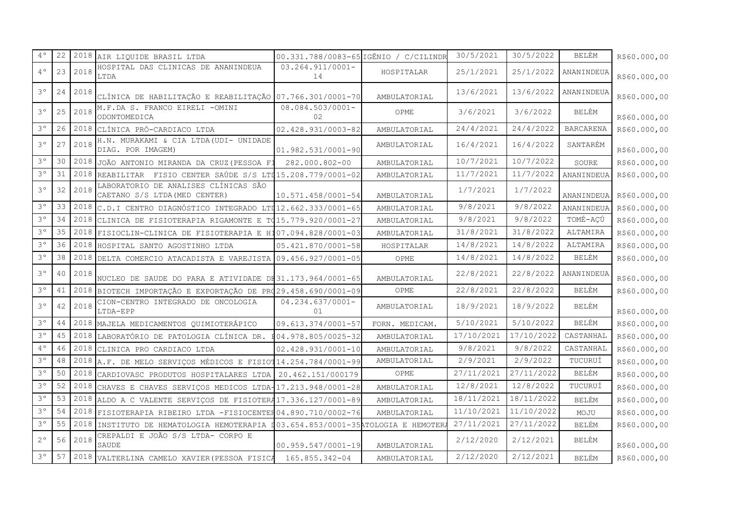| | | | | | | | | | |
|---|---|---|---|---|---|---|---|---|---|
| 4° | 22 | 2018 | AIR LIQUIDE BRASIL LTDA | 00.331.788/0083-65 | IGÊNIO / C/CILINDR | 30/5/2021 | 30/5/2022 | BELÉM | R$60.000,00 |
| 4° | 23 | 2018 | HOSPITAL DAS CLINICAS DE ANANINDEUA LTDA | 03.264.911/0001-14 | HOSPITALAR | 25/1/2021 | 25/1/2022 | ANANINDEUA | R$60.000,00 |
| 3° | 24 | 2018 | CLÍNICA DE HABILITAÇÃO E REABILITAÇÃO | 07.766.301/0001-70 | AMBULATORIAL | 13/6/2021 | 13/6/2022 | ANANINDEUA | R$60.000,00 |
| 3° | 25 | 2018 | M.F.DA S. FRANCO EIRELI -OMINI ODONTOMEDICA | 08.084.503/0001-02 | OPME | 3/6/2021 | 3/6/2022 | BELÉM | R$60.000,00 |
| 3° | 26 | 2018 | CLÍNICA PRÓ-CARDIACO LTDA | 02.428.931/0003-82 | AMBULATORIAL | 24/4/2021 | 24/4/2022 | BARCARENA | R$60.000,00 |
| 3° | 27 | 2018 | H.N. MURAKAMI & CIA LTDA(UDI- UNIDADE DIAG. POR IMAGEM) | 01.982.531/0001-90 | AMBULATORIAL | 16/4/2021 | 16/4/2022 | SANTARÉM | R$60.000,00 |
| 3° | 30 | 2018 | JOÃO ANTONIO MIRANDA DA CRUZ(PESSOA F | 282.000.802-00 | AMBULATORIAL | 10/7/2021 | 10/7/2022 | SOURE | R$60.000,00 |
| 3° | 31 | 2018 | REABILITAR FISIO CENTER SAÚDE S/S LTD | 15.208.779/0001-02 | AMBULATORIAL | 11/7/2021 | 11/7/2022 | ANANINDEUA | R$60.000,00 |
| 3° | 32 | 2018 | LABORATORIO DE ANALISES CLÍNICAS SÃO CAETANO S/S LTDA(MED CENTER) | 10.571.458/0001-54 | AMBULATORIAL | 1/7/2021 | 1/7/2022 | ANANINDEUA | R$60.000,00 |
| 3° | 33 | 2018 | C.D.I CENTRO DIAGNÓSTICO INTEGRADO LTD | 12.662.333/0001-65 | AMBULATORIAL | 9/8/2021 | 9/8/2022 | ANANINDEUA | R$60.000,00 |
| 3° | 34 | 2018 | CLINICA DE FISIOTERAPIA RIGAMONTE E TO | 15.779.920/0001-27 | AMBULATORIAL | 9/8/2021 | 9/8/2022 | TOMÉ-AÇÚ | R$60.000,00 |
| 3° | 35 | 2018 | FISIOCLIN-CLINICA DE FISIOTERAPIA E HI | 07.094.828/0001-03 | AMBULATORIAL | 31/8/2021 | 31/8/2022 | ALTAMIRA | R$60.000,00 |
| 3° | 36 | 2018 | HOSPITAL SANTO AGOSTINHO LTDA | 05.421.870/0001-58 | HOSPITALAR | 14/8/2021 | 14/8/2022 | ALTAMIRA | R$60.000,00 |
| 3° | 38 | 2018 | DELTA COMERCIO ATACADISTA E VAREJISTA | 09.456.927/0001-05 | OPME | 14/8/2021 | 14/8/2022 | BELÉM | R$60.000,00 |
| 3° | 40 | 2018 | NUCLEO DE SAUDE DO PARA E ATIVIDADE DE | 31.173.964/0001-65 | AMBULATORIAL | 22/8/2021 | 22/8/2022 | ANANINDEUA | R$60.000,00 |
| 3° | 41 | 2018 | BIOTECH IMPORTAÇÃO E EXPORTAÇÃO DE PRO | 29.458.690/0001-09 | OPME | 22/8/2021 | 22/8/2022 | BELÉM | R$60.000,00 |
| 3° | 42 | 2018 | CION-CENTRO INTEGRADO DE ONCOLOGIA LTDA-EPP | 04.234.637/0001-01 | AMBULATORIAL | 18/9/2021 | 18/9/2022 | BELÉM | R$60.000,00 |
| 3° | 44 | 2018 | MAJELA MEDICAMENTOS QUIMIOTERÁPICO | 09.613.374/0001-57 | FORN. MEDICAM. | 5/10/2021 | 5/10/2022 | BELÉM | R$60.000,00 |
| 3° | 45 | 2018 | LABORATÓRIO DE PATOLOGIA CLÍNICA DR. | 04.978.805/0025-32 | AMBULATORIAL | 17/10/2021 | 17/10/2022 | CASTANHAL | R$60.000,00 |
| 4° | 46 | 2018 | CLINICA PRO CARDIACO LTDA | 02.428.931/0001-10 | AMBULATORIAL | 9/8/2021 | 9/8/2022 | CASTANHAL | R$60.000,00 |
| 3° | 48 | 2018 | A.F. DE MELO SERVIÇOS MÉDICOS E FISIOT | 14.254.784/0001-99 | AMBULATORIAL | 2/9/2021 | 2/9/2022 | TUCURUÍ | R$60.000,00 |
| 3° | 50 | 2018 | CARDIOVASC PRODUTOS HOSPITALARES LTDA | 20.462.151/000179 | OPME | 27/11/2021 | 27/11/2022 | BELÉM | R$60.000,00 |
| 3° | 52 | 2018 | CHAVES E CHAVES SERVIÇOS MEDICOS LTDA- | 17.213.948/0001-28 | AMBULATORIAL | 12/8/2021 | 12/8/2022 | TUCURUÍ | R$60.000,00 |
| 3° | 53 | 2018 | ALDO A C VALENTE SERVIÇOS DE FISIOTERA | 17.336.127/0001-89 | AMBULATORIAL | 18/11/2021 | 18/11/2022 | BELÉM | R$60.000,00 |
| 3° | 54 | 2018 | FISIOTERAPIA RIBEIRO LTDA -FISIOCENTER | 04.890.710/0002-76 | AMBULATORIAL | 11/10/2021 | 11/10/2022 | MOJU | R$60.000,00 |
| 3° | 55 | 2018 | INSTITUTO DE HEMATOLOGIA HEMOTERAPIA I | 03.654.853/0001-35 | ATOLOGIA E HEMOTERA | 27/11/2021 | 27/11/2022 | BELÉM | R$60.000,00 |
| 2° | 56 | 2018 | CREPALDI E JOÃO S/S LTDA- CORPO E SAUDE | 00.959.547/0001-19 | AMBULATORIAL | 2/12/2020 | 2/12/2021 | BELÉM | R$60.000,00 |
| 3° | 57 | 2018 | VALTERLINA CAMELO XAVIER(PESSOA FISICA | 165.855.342-04 | AMBULATORIAL | 2/12/2020 | 2/12/2021 | BELÉM | R$60.000,00 |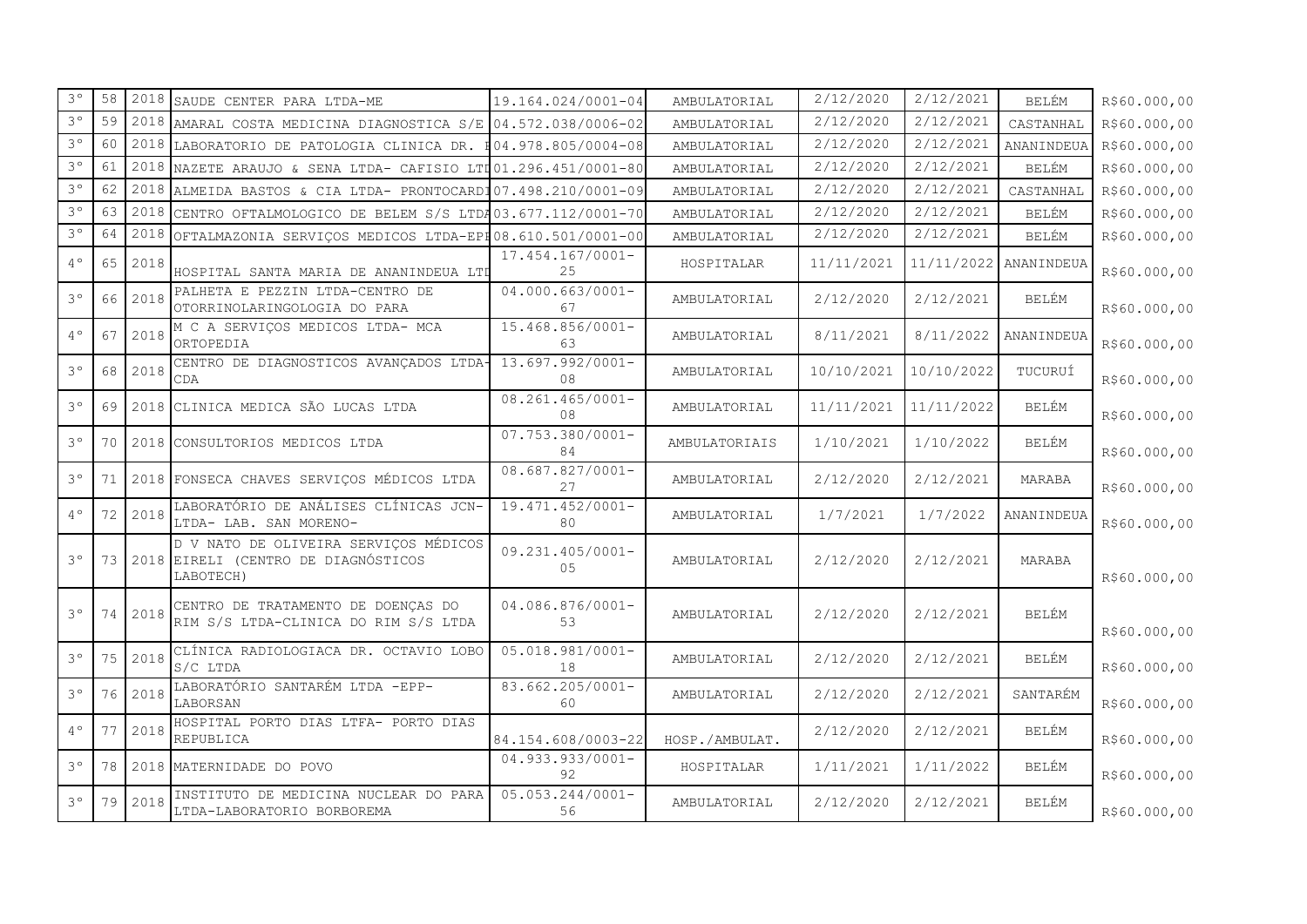| 3° | 58 | 2018 | SAUDE CENTER PARA LTDA-ME | 19.164.024/0001-04 | AMBULATORIAL | 2/12/2020 | 2/12/2021 | BELÉM | R$60.000,00 |
|---|---|---|---|---|---|---|---|---|---|
| 3° | 59 | 2018 | AMARAL COSTA MEDICINA DIAGNOSTICA S/E | 04.572.038/0006-02 | AMBULATORIAL | 2/12/2020 | 2/12/2021 | CASTANHAL | R$60.000,00 |
| 3° | 60 | 2018 | LABORATORIO DE PATOLOGIA CLINICA DR. I | 04.978.805/0004-08 | AMBULATORIAL | 2/12/2020 | 2/12/2021 | ANANINDEUA | R$60.000,00 |
| 3° | 61 | 2018 | NAZETE ARAUJO & SENA LTDA- CAFISIO LTI | 01.296.451/0001-80 | AMBULATORIAL | 2/12/2020 | 2/12/2021 | BELÉM | R$60.000,00 |
| 3° | 62 | 2018 | ALMEIDA BASTOS & CIA LTDA- PRONTOCARDI | 07.498.210/0001-09 | AMBULATORIAL | 2/12/2020 | 2/12/2021 | CASTANHAL | R$60.000,00 |
| 3° | 63 | 2018 | CENTRO OFTALMOLOGICO DE BELEM S/S LTDA | 03.677.112/0001-70 | AMBULATORIAL | 2/12/2020 | 2/12/2021 | BELÉM | R$60.000,00 |
| 3° | 64 | 2018 | OFTALMAZONIA SERVIÇOS MEDICOS LTDA-EPI | 08.610.501/0001-00 | AMBULATORIAL | 2/12/2020 | 2/12/2021 | BELÉM | R$60.000,00 |
| 4° | 65 | 2018 | HOSPITAL SANTA MARIA DE ANANINDEUA LTI | 17.454.167/0001-25 | HOSPITALAR | 11/11/2021 | 11/11/2022 | ANANINDEUA | R$60.000,00 |
| 3° | 66 | 2018 | PALHETA E PEZZIN LTDA-CENTRO DE OTORRINOLARINGOLOGIA DO PARA | 04.000.663/0001-67 | AMBULATORIAL | 2/12/2020 | 2/12/2021 | BELÉM | R$60.000,00 |
| 4° | 67 | 2018 | M C A SERVIÇOS MEDICOS LTDA- MCA ORTOPEDIA | 15.468.856/0001-63 | AMBULATORIAL | 8/11/2021 | 8/11/2022 | ANANINDEUA | R$60.000,00 |
| 3° | 68 | 2018 | CENTRO DE DIAGNOSTICOS AVANÇADOS LTDA-CDA | 13.697.992/0001-08 | AMBULATORIAL | 10/10/2021 | 10/10/2022 | TUCURUÍ | R$60.000,00 |
| 3° | 69 | 2018 | CLINICA MEDICA SÃO LUCAS LTDA | 08.261.465/0001-08 | AMBULATORIAL | 11/11/2021 | 11/11/2022 | BELÉM | R$60.000,00 |
| 3° | 70 | 2018 | CONSULTORIOS MEDICOS LTDA | 07.753.380/0001-84 | AMBULATORIAIS | 1/10/2021 | 1/10/2022 | BELÉM | R$60.000,00 |
| 3° | 71 | 2018 | FONSECA CHAVES SERVIÇOS MÉDICOS LTDA | 08.687.827/0001-27 | AMBULATORIAL | 2/12/2020 | 2/12/2021 | MARABA | R$60.000,00 |
| 4° | 72 | 2018 | LABORATÓRIO DE ANÁLISES CLÍNICAS JCN-LTDA- LAB. SAN MORENO- | 19.471.452/0001-80 | AMBULATORIAL | 1/7/2021 | 1/7/2022 | ANANINDEUA | R$60.000,00 |
| 3° | 73 | 2018 | D V NATO DE OLIVEIRA SERVIÇOS MÉDICOS EIRELI (CENTRO DE DIAGNÓSTICOS LABOTECH) | 09.231.405/0001-05 | AMBULATORIAL | 2/12/2020 | 2/12/2021 | MARABA | R$60.000,00 |
| 3° | 74 | 2018 | CENTRO DE TRATAMENTO DE DOENÇAS DO RIM S/S LTDA-CLINICA DO RIM S/S LTDA | 04.086.876/0001-53 | AMBULATORIAL | 2/12/2020 | 2/12/2021 | BELÉM | R$60.000,00 |
| 3° | 75 | 2018 | CLÍNICA RADIOLOGIACA DR. OCTAVIO LOBO S/C LTDA | 05.018.981/0001-18 | AMBULATORIAL | 2/12/2020 | 2/12/2021 | BELÉM | R$60.000,00 |
| 3° | 76 | 2018 | LABORATÓRIO SANTARÉM LTDA -EPP-LABORSAN | 83.662.205/0001-60 | AMBULATORIAL | 2/12/2020 | 2/12/2021 | SANTARÉM | R$60.000,00 |
| 4° | 77 | 2018 | HOSPITAL PORTO DIAS LTFA- PORTO DIAS REPUBLICA | 84.154.608/0003-22 | HOSP./AMBULAT. | 2/12/2020 | 2/12/2021 | BELÉM | R$60.000,00 |
| 3° | 78 | 2018 | MATERNIDADE DO POVO | 04.933.933/0001-92 | HOSPITALAR | 1/11/2021 | 1/11/2022 | BELÉM | R$60.000,00 |
| 3° | 79 | 2018 | INSTITUTO DE MEDICINA NUCLEAR DO PARA LTDA-LABORATORIO BORBOREMA | 05.053.244/0001-56 | AMBULATORIAL | 2/12/2020 | 2/12/2021 | BELÉM | R$60.000,00 |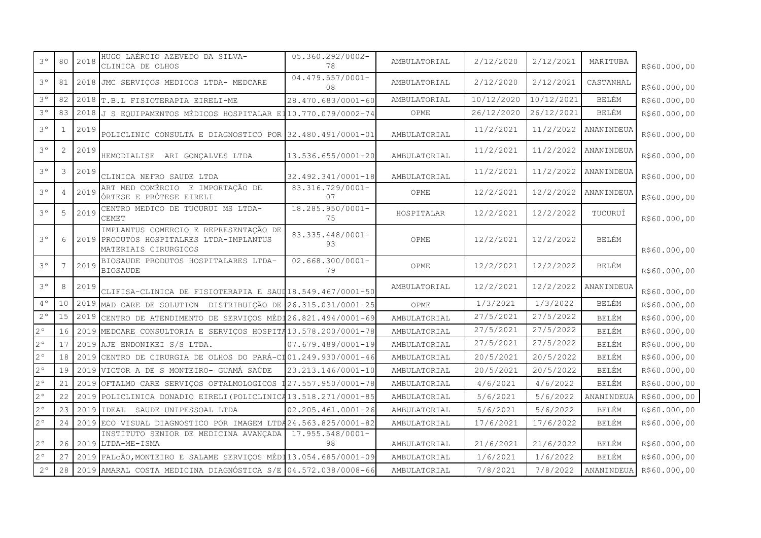| | | | | | | | | | |
|---|---|---|---|---|---|---|---|---|---|
| 3° | 80 | 2018 | HUGO LAÉRCIO AZEVEDO DA SILVA-CLINICA DE OLHOS | 05.360.292/0002-78 | AMBULATORIAL | 2/12/2020 | 2/12/2021 | MARITUBA | R$60.000,00 |
| 3° | 81 | 2018 | JMC SERVIÇOS MEDICOS LTDA- MEDCARE | 04.479.557/0001-08 | AMBULATORIAL | 2/12/2020 | 2/12/2021 | CASTANHAL | R$60.000,00 |
| 3° | 82 | 2018 | T.B.L FISIOTERAPIA EIRELI-ME | 28.470.683/0001-60 | AMBULATORIAL | 10/12/2020 | 10/12/2021 | BELÉM | R$60.000,00 |
| 3° | 83 | 2018 | J S EQUIPAMENTOS MÉDICOS HOSPITALAR E | 10.770.079/0002-74 | OPME | 26/12/2020 | 26/12/2021 | BELÉM | R$60.000,00 |
| 3° | 1 | 2019 | POLICLINIC CONSULTA E DIAGNOSTICO POR | 32.480.491/0001-01 | AMBULATORIAL | 11/2/2021 | 11/2/2022 | ANANINDEUA | R$60.000,00 |
| 3° | 2 | 2019 | HEMODIALISE ARI GONÇALVES LTDA | 13.536.655/0001-20 | AMBULATORIAL | 11/2/2021 | 11/2/2022 | ANANINDEUA | R$60.000,00 |
| 3° | 3 | 2019 | CLINICA NEFRO SAUDE LTDA | 32.492.341/0001-18 | AMBULATORIAL | 11/2/2021 | 11/2/2022 | ANANINDEUA | R$60.000,00 |
| 3° | 4 | 2019 | ART MED COMÉRCIO E IMPORTAÇÃO DE ÓRTESE E PRÓTESE EIRELI | 83.316.729/0001-07 | OPME | 12/2/2021 | 12/2/2022 | ANANINDEUA | R$60.000,00 |
| 3° | 5 | 2019 | CENTRO MEDICO DE TUCURUI MS LTDA-CEMET | 18.285.950/0001-75 | HOSPITALAR | 12/2/2021 | 12/2/2022 | TUCURUÍ | R$60.000,00 |
| 3° | 6 | 2019 | IMPLANTUS COMERCIO E REPRESENTAÇÃO DE PRODUTOS HOSPITALRES LTDA-IMPLANTUS MATERIAIS CIRURGICOS | 83.335.448/0001-93 | OPME | 12/2/2021 | 12/2/2022 | BELÉM | R$60.000,00 |
| 3° | 7 | 2019 | BIOSAUDE PRODUTOS HOSPITALARES LTDA-BIOSAUDE | 02.668.300/0001-79 | OPME | 12/2/2021 | 12/2/2022 | BELÉM | R$60.000,00 |
| 3° | 8 | 2019 | CLIFISA-CLINICA DE FISIOTERAPIA E SAUI | 18.549.467/0001-50 | AMBULATORIAL | 12/2/2021 | 12/2/2022 | ANANINDEUA | R$60.000,00 |
| 4° | 10 | 2019 | MAD CARE DE SOLUTION DISTRIBUIÇÃO DE | 26.315.031/0001-25 | OPME | 1/3/2021 | 1/3/2022 | BELÉM | R$60.000,00 |
| 2° | 15 | 2019 | CENTRO DE ATENDIMENTO DE SERVIÇOS MÉDI | 26.821.494/0001-69 | AMBULATORIAL | 27/5/2021 | 27/5/2022 | BELÉM | R$60.000,00 |
| 2° | 16 | 2019 | MEDCARE CONSULTORIA E SERVIÇOS HOSPITA | 13.578.200/0001-78 | AMBULATORIAL | 27/5/2021 | 27/5/2022 | BELÉM | R$60.000,00 |
| 2° | 17 | 2019 | AJE ENDONIKEI S/S LTDA. | 07.679.489/0001-19 | AMBULATORIAL | 27/5/2021 | 27/5/2022 | BELÉM | R$60.000,00 |
| 2° | 18 | 2019 | CENTRO DE CIRURGIA DE OLHOS DO PARÁ-CI | 01.249.930/0001-46 | AMBULATORIAL | 20/5/2021 | 20/5/2022 | BELÉM | R$60.000,00 |
| 2° | 19 | 2019 | VICTOR A DE S MONTEIRO- GUAMÁ SAÚDE | 23.213.146/0001-10 | AMBULATORIAL | 20/5/2021 | 20/5/2022 | BELÉM | R$60.000,00 |
| 2° | 21 | 2019 | OFTALMO CARE SERVIÇOS OFTALMOLOGICOS I | 27.557.950/0001-78 | AMBULATORIAL | 4/6/2021 | 4/6/2022 | BELÉM | R$60.000,00 |
| 2° | 22 | 2019 | POLICLINICA DONADIO EIRELI(POLICLINICA | 13.518.271/0001-85 | AMBULATORIAL | 5/6/2021 | 5/6/2022 | ANANINDEUA | R$60.000,00 |
| 2° | 23 | 2019 | IDEAL SAUDE UNIPESSOAL LTDA | 02.205.461.0001-26 | AMBULATORIAL | 5/6/2021 | 5/6/2022 | BELÉM | R$60.000,00 |
| 2° | 24 | 2019 | ECO VISUAL DIAGNOSTICO POR IMAGEM LTDA | 24.563.825/0001-82 | AMBULATORIAL | 17/6/2021 | 17/6/2022 | BELÉM | R$60.000,00 |
| 2° | 26 | 2019 | INSTITUTO SENIOR DE MEDICINA AVANÇADA LTDA-ME-ISMA | 17.955.548/0001-98 | AMBULATORIAL | 21/6/2021 | 21/6/2022 | BELÉM | R$60.000,00 |
| 2° | 27 | 2019 | FALcÃO,MONTEIRO E SALAME SERVIÇOS MÉDI | 13.054.685/0001-09 | AMBULATORIAL | 1/6/2021 | 1/6/2022 | BELÉM | R$60.000,00 |
| 2° | 28 | 2019 | AMARAL COSTA MEDICINA DIAGNÓSTICA S/E | 04.572.038/0008-66 | AMBULATORIAL | 7/8/2021 | 7/8/2022 | ANANINDEUA | R$60.000,00 |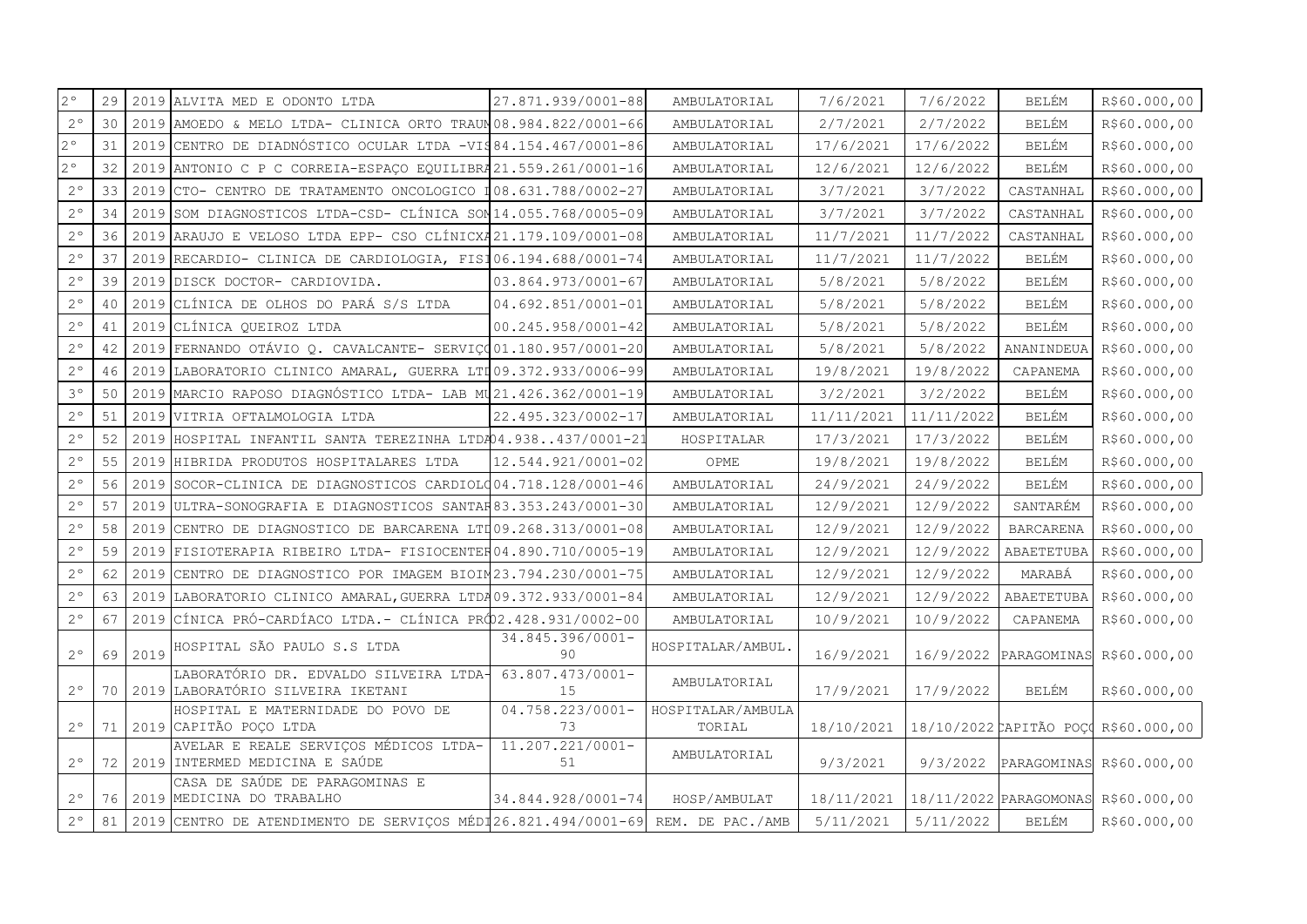| | | | | | | | | | |
|---|---|---|---|---|---|---|---|---|---|
| 2° | 29 | 2019 | ALVITA MED E ODONTO LTDA | 27.871.939/0001-88 | AMBULATORIAL | 7/6/2021 | 7/6/2022 | BELÉM | R$60.000,00 |
| 2° | 30 | 2019 | AMOEDO & MELO LTDA- CLINICA ORTO TRAUM | 08.984.822/0001-66 | AMBULATORIAL | 2/7/2021 | 2/7/2022 | BELÉM | R$60.000,00 |
| 2° | 31 | 2019 | CENTRO DE DIADNÓSTICO OCULAR LTDA -VIS | 84.154.467/0001-86 | AMBULATORIAL | 17/6/2021 | 17/6/2022 | BELÉM | R$60.000,00 |
| 2° | 32 | 2019 | ANTONIO C P C CORREIA-ESPAÇO EQUILIBRA | 21.559.261/0001-16 | AMBULATORIAL | 12/6/2021 | 12/6/2022 | BELÉM | R$60.000,00 |
| 2° | 33 | 2019 | CTO- CENTRO DE TRATAMENTO ONCOLOGICO I | 08.631.788/0002-27 | AMBULATORIAL | 3/7/2021 | 3/7/2022 | CASTANHAL | R$60.000,00 |
| 2° | 34 | 2019 | SOM DIAGNOSTICOS LTDA-CSD- CLÍNICA SOM | 14.055.768/0005-09 | AMBULATORIAL | 3/7/2021 | 3/7/2022 | CASTANHAL | R$60.000,00 |
| 2° | 36 | 2019 | ARAUJO E VELOSO LTDA EPP- CSO CLÍNICXA | 21.179.109/0001-08 | AMBULATORIAL | 11/7/2021 | 11/7/2022 | CASTANHAL | R$60.000,00 |
| 2° | 37 | 2019 | RECARDIO- CLINICA DE CARDIOLOGIA, FISI | 06.194.688/0001-74 | AMBULATORIAL | 11/7/2021 | 11/7/2022 | BELÉM | R$60.000,00 |
| 2° | 39 | 2019 | DISCK DOCTOR- CARDIOVIDA. | 03.864.973/0001-67 | AMBULATORIAL | 5/8/2021 | 5/8/2022 | BELÉM | R$60.000,00 |
| 2° | 40 | 2019 | CLÍNICA DE OLHOS DO PARÁ S/S LTDA | 04.692.851/0001-01 | AMBULATORIAL | 5/8/2021 | 5/8/2022 | BELÉM | R$60.000,00 |
| 2° | 41 | 2019 | CLÍNICA QUEIROZ LTDA | 00.245.958/0001-42 | AMBULATORIAL | 5/8/2021 | 5/8/2022 | BELÉM | R$60.000,00 |
| 2° | 42 | 2019 | FERNANDO OTÁVIO Q. CAVALCANTE- SERVIÇO | 01.180.957/0001-20 | AMBULATORIAL | 5/8/2021 | 5/8/2022 | ANANINDEUA | R$60.000,00 |
| 2° | 46 | 2019 | LABORATORIO CLINICO AMARAL, GUERRA LTD | 09.372.933/0006-99 | AMBULATORIAL | 19/8/2021 | 19/8/2022 | CAPANEMA | R$60.000,00 |
| 3° | 50 | 2019 | MARCIO RAPOSO DIAGNÓSTICO LTDA- LAB MU | 21.426.362/0001-19 | AMBULATORIAL | 3/2/2021 | 3/2/2022 | BELÉM | R$60.000,00 |
| 2° | 51 | 2019 | VITRIA OFTALMOLOGIA LTDA | 22.495.323/0002-17 | AMBULATORIAL | 11/11/2021 | 11/11/2022 | BELÉM | R$60.000,00 |
| 2° | 52 | 2019 | HOSPITAL INFANTIL SANTA TEREZINHA LTDA | 04.938..437/0001-21 | HOSPITALAR | 17/3/2021 | 17/3/2022 | BELÉM | R$60.000,00 |
| 2° | 55 | 2019 | HIBRIDA PRODUTOS HOSPITALARES LTDA | 12.544.921/0001-02 | OPME | 19/8/2021 | 19/8/2022 | BELÉM | R$60.000,00 |
| 2° | 56 | 2019 | SOCOR-CLINICA DE DIAGNOSTICOS CARDIOLO | 04.718.128/0001-46 | AMBULATORIAL | 24/9/2021 | 24/9/2022 | BELÉM | R$60.000,00 |
| 2° | 57 | 2019 | ULTRA-SONOGRAFIA E DIAGNOSTICOS SANTAR | 83.353.243/0001-30 | AMBULATORIAL | 12/9/2021 | 12/9/2022 | SANTARÉM | R$60.000,00 |
| 2° | 58 | 2019 | CENTRO DE DIAGNOSTICO DE BARCARENA LTD | 09.268.313/0001-08 | AMBULATORIAL | 12/9/2021 | 12/9/2022 | BARCARENA | R$60.000,00 |
| 2° | 59 | 2019 | FISIOTERAPIA RIBEIRO LTDA- FISIOCENTER | 04.890.710/0005-19 | AMBULATORIAL | 12/9/2021 | 12/9/2022 | ABAETETUBA | R$60.000,00 |
| 2° | 62 | 2019 | CENTRO DE DIAGNOSTICO POR IMAGEM BIOIM | 23.794.230/0001-75 | AMBULATORIAL | 12/9/2021 | 12/9/2022 | MARABÁ | R$60.000,00 |
| 2° | 63 | 2019 | LABORATORIO CLINICO AMARAL,GUERRA LTDA | 09.372.933/0001-84 | AMBULATORIAL | 12/9/2021 | 12/9/2022 | ABAETETUBA | R$60.000,00 |
| 2° | 67 | 2019 | CÍNICA PRÓ-CARDÍACO LTDA.- CLÍNICA PRÓ | 02.428.931/0002-00 | AMBULATORIAL | 10/9/2021 | 10/9/2022 | CAPANEMA | R$60.000,00 |
| 2° | 69 | 2019 | HOSPITAL SÃO PAULO S.S LTDA | 34.845.396/0001-90 | HOSPITALAR/AMBUL. | 16/9/2021 | 16/9/2022 | PARAGOMINAS | R$60.000,00 |
| 2° | 70 | 2019 | LABORATÓRIO DR. EDVALDO SILVEIRA LTDA- LABORATÓRIO SILVEIRA IKETANI | 63.807.473/0001-15 | AMBULATORIAL | 17/9/2021 | 17/9/2022 | BELÉM | R$60.000,00 |
| 2° | 71 | 2019 | HOSPITAL E MATERNIDADE DO POVO DE CAPITÃO POÇO LTDA | 04.758.223/0001-73 | HOSPITALAR/AMBULATORIAL | 18/10/2021 | 18/10/2022 | CAPITÃO POÇO | R$60.000,00 |
| 2° | 72 | 2019 | AVELAR E REALE SERVIÇOS MÉDICOS LTDA- INTERMED MEDICINA E SAÚDE | 11.207.221/0001-51 | AMBULATORIAL | 9/3/2021 | 9/3/2022 | PARAGOMINAS | R$60.000,00 |
| 2° | 76 | 2019 | CASA DE SAÚDE DE PARAGOMINAS E MEDICINA DO TRABALHO | 34.844.928/0001-74 | HOSP/AMBULAT | 18/11/2021 | 18/11/2022 | PARAGOMONAS | R$60.000,00 |
| 2° | 81 | 2019 | CENTRO DE ATENDIMENTO DE SERVIÇOS MÉDI | 26.821.494/0001-69 | REM. DE PAC./AMB | 5/11/2021 | 5/11/2022 | BELÉM | R$60.000,00 |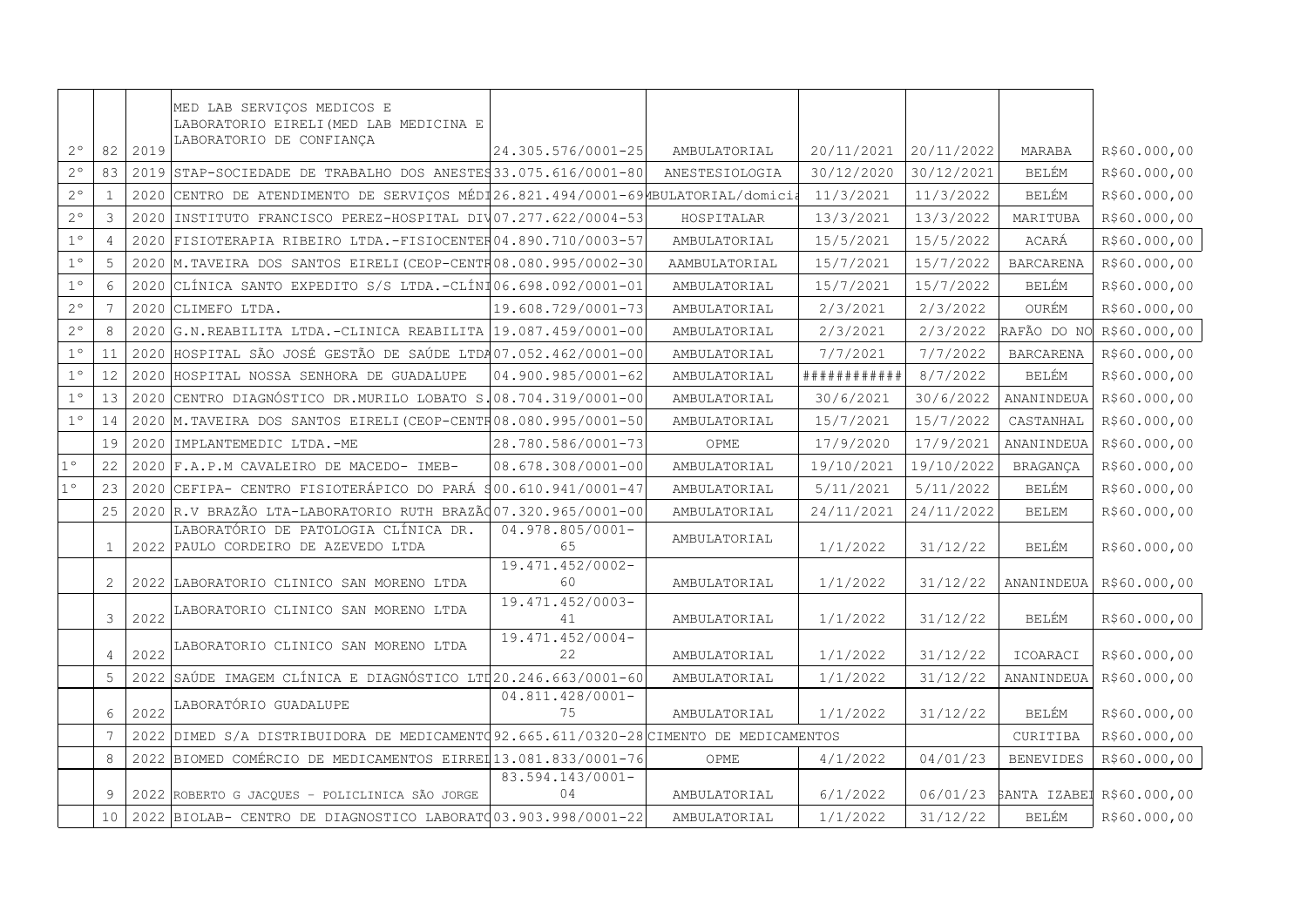| | | | | | | | | | |
|---|---|---|---|---|---|---|---|---|---|
| 2° | 82 | 2019 | MED LAB SERVIÇOS MEDICOS E LABORATORIO EIRELI(MED LAB MEDICINA E LABORATORIO DE CONFIANÇA | 24.305.576/0001-25 | AMBULATORIAL | 20/11/2021 | 20/11/2022 | MARABA | R$60.000,00 |
| 2° | 83 | 2019 | STAP-SOCIEDADE DE TRABALHO DOS ANESTES | 33.075.616/0001-80 | ANESTESIOLOGIA | 30/12/2020 | 30/12/2021 | BELÉM | R$60.000,00 |
| 2° | 1 | 2020 | CENTRO DE ATENDIMENTO DE SERVIÇOS MÉDI | 26.821.494/0001-69 | MBULATORIAL/domicia | 11/3/2021 | 11/3/2022 | BELÉM | R$60.000,00 |
| 2° | 3 | 2020 | INSTITUTO FRANCISCO PEREZ-HOSPITAL DIV | 07.277.622/0004-53 | HOSPITALAR | 13/3/2021 | 13/3/2022 | MARITUBA | R$60.000,00 |
| 1° | 4 | 2020 | FISIOTERAPIA RIBEIRO LTDA.-FISIOCENTER | 04.890.710/0003-57 | AMBULATORIAL | 15/5/2021 | 15/5/2022 | ACARÁ | R$60.000,00 |
| 1° | 5 | 2020 | M.TAVEIRA DOS SANTOS EIRELI(CEOP-CENTR | 08.080.995/0002-30 | AAMBULATORIAL | 15/7/2021 | 15/7/2022 | BARCARENA | R$60.000,00 |
| 1° | 6 | 2020 | CLÍNICA SANTO EXPEDITO S/S LTDA.-CLÍNI | 06.698.092/0001-01 | AMBULATORIAL | 15/7/2021 | 15/7/2022 | BELÉM | R$60.000,00 |
| 2° | 7 | 2020 | CLIMEFO LTDA. | 19.608.729/0001-73 | AMBULATORIAL | 2/3/2021 | 2/3/2022 | OURÉM | R$60.000,00 |
| 2° | 8 | 2020 | G.N.REABILITA LTDA.-CLINICA REABILITA | 19.087.459/0001-00 | AMBULATORIAL | 2/3/2021 | 2/3/2022 | RAFÃO DO NO | R$60.000,00 |
| 1° | 11 | 2020 | HOSPITAL SÃO JOSÉ GESTÃO DE SAÚDE LTDA | 07.052.462/0001-00 | AMBULATORIAL | 7/7/2021 | 7/7/2022 | BARCARENA | R$60.000,00 |
| 1° | 12 | 2020 | HOSPITAL NOSSA SENHORA DE GUADALUPE | 04.900.985/0001-62 | AMBULATORIAL | ############ | 8/7/2022 | BELÉM | R$60.000,00 |
| 1° | 13 | 2020 | CENTRO DIAGNÓSTICO DR.MURILO LOBATO S. | 08.704.319/0001-00 | AMBULATORIAL | 30/6/2021 | 30/6/2022 | ANANINDEUA | R$60.000,00 |
| 1° | 14 | 2020 | M.TAVEIRA DOS SANTOS EIRELI(CEOP-CENTR | 08.080.995/0001-50 | AMBULATORIAL | 15/7/2021 | 15/7/2022 | CASTANHAL | R$60.000,00 |
| | 19 | 2020 | IMPLANTEMEDIC LTDA.-ME | 28.780.586/0001-73 | OPME | 17/9/2020 | 17/9/2021 | ANANINDEUA | R$60.000,00 |
| 1° | 22 | 2020 | F.A.P.M CAVALEIRO DE MACEDO- IMEB- | 08.678.308/0001-00 | AMBULATORIAL | 19/10/2021 | 19/10/2022 | BRAGANÇA | R$60.000,00 |
| 1° | 23 | 2020 | CEFIPA- CENTRO FISIOTERÁPICO DO PARÁ S | 00.610.941/0001-47 | AMBULATORIAL | 5/11/2021 | 5/11/2022 | BELÉM | R$60.000,00 |
| | 25 | 2020 | R.V BRAZÃO LTA-LABORATORIO RUTH BRAZÃO | 07.320.965/0001-00 | AMBULATORIAL | 24/11/2021 | 24/11/2022 | BELEM | R$60.000,00 |
| | 1 | 2022 | LABORATÓRIO DE PATOLOGIA CLÍNICA DR. PAULO CORDEIRO DE AZEVEDO LTDA | 04.978.805/0001-65 | AMBULATORIAL | 1/1/2022 | 31/12/22 | BELÉM | R$60.000,00 |
| | 2 | 2022 | LABORATORIO CLINICO SAN MORENO LTDA | 19.471.452/0002-60 | AMBULATORIAL | 1/1/2022 | 31/12/22 | ANANINDEUA | R$60.000,00 |
| | 3 | 2022 | LABORATORIO CLINICO SAN MORENO LTDA | 19.471.452/0003-41 | AMBULATORIAL | 1/1/2022 | 31/12/22 | BELÉM | R$60.000,00 |
| | 4 | 2022 | LABORATORIO CLINICO SAN MORENO LTDA | 19.471.452/0004-22 | AMBULATORIAL | 1/1/2022 | 31/12/22 | ICOARACI | R$60.000,00 |
| | 5 | 2022 | SAÚDE IMAGEM CLÍNICA E DIAGNÓSTICO LTD | 20.246.663/0001-60 | AMBULATORIAL | 1/1/2022 | 31/12/22 | ANANINDEUA | R$60.000,00 |
| | 6 | 2022 | LABORATÓRIO GUADALUPE | 04.811.428/0001-75 | AMBULATORIAL | 1/1/2022 | 31/12/22 | BELÉM | R$60.000,00 |
| | 7 | 2022 | DIMED S/A DISTRIBUIDORA DE MEDICAMENTO | 92.665.611/0320-28 | CIMENTO DE MEDICAMENTOS | | | CURITIBA | R$60.000,00 |
| | 8 | 2022 | BIOMED COMÉRCIO DE MEDICAMENTOS EIRREI | 13.081.833/0001-76 | OPME | 4/1/2022 | 04/01/23 | BENEVIDES | R$60.000,00 |
| | 9 | 2022 | ROBERTO G JACQUES - POLICLINICA SÃO JORGE | 83.594.143/0001-04 | AMBULATORIAL | 6/1/2022 | 06/01/23 | SANTA IZABEL | R$60.000,00 |
| | 10 | 2022 | BIOLAB- CENTRO DE DIAGNOSTICO LABORATO | 03.903.998/0001-22 | AMBULATORIAL | 1/1/2022 | 31/12/22 | BELÉM | R$60.000,00 |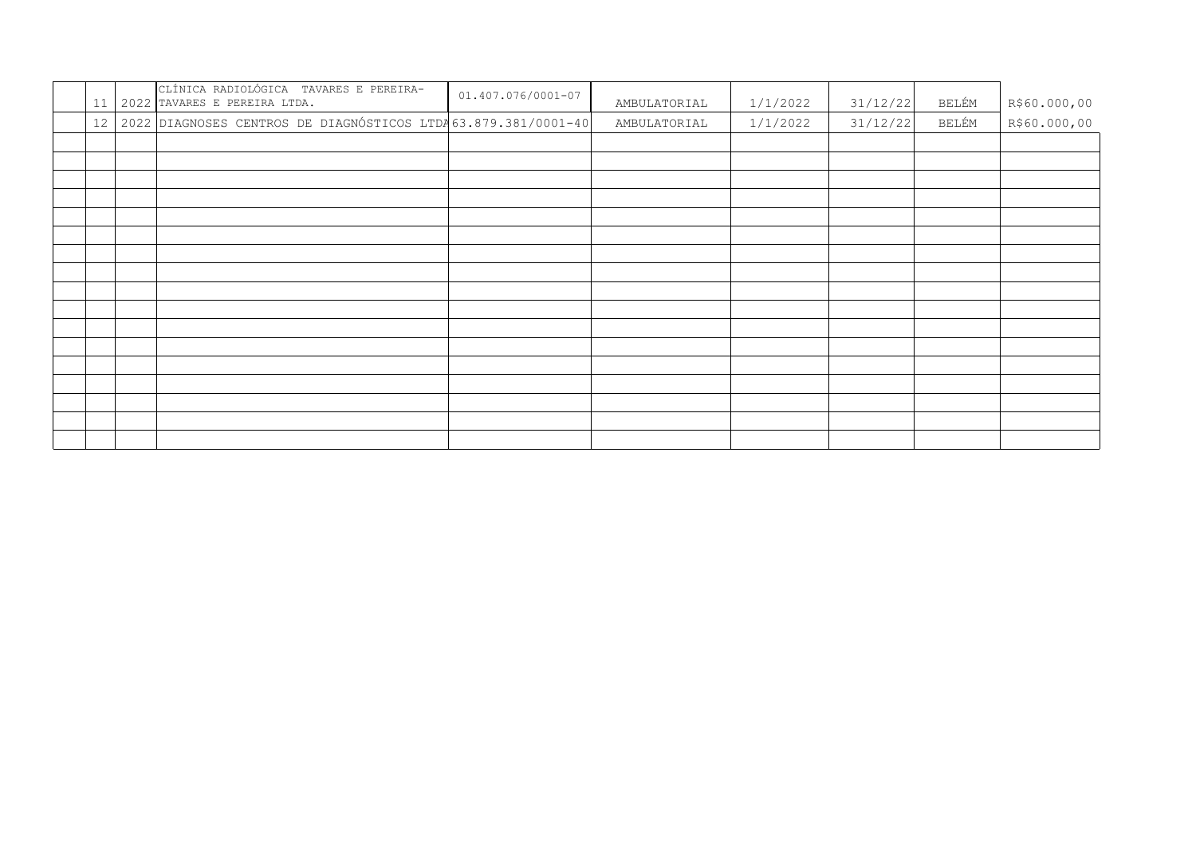| | | | | | | | | | |
|---|---|---|---|---|---|---|---|---|---|
| | 11 | 2022 | CLÍNICA RADIOLÓGICA TAVARES E PEREIRA- TAVARES E PEREIRA LTDA. | 01.407.076/0001-07 | AMBULATORIAL | 1/1/2022 | 31/12/22 | BELÉM | R$60.000,00 |
| | 12 | 2022 | DIAGNOSES CENTROS DE DIAGNÓSTICOS LTDA | 63.879.381/0001-40 | AMBULATORIAL | 1/1/2022 | 31/12/22 | BELÉM | R$60.000,00 |
| | | | | | | | | | |
| | | | | | | | | | |
| | | | | | | | | | |
| | | | | | | | | | |
| | | | | | | | | | |
| | | | | | | | | | |
| | | | | | | | | | |
| | | | | | | | | | |
| | | | | | | | | | |
| | | | | | | | | | |
| | | | | | | | | | |
| | | | | | | | | | |
| | | | | | | | | | |
| | | | | | | | | | |
| | | | | | | | | | |
| | | | | | | | | | |